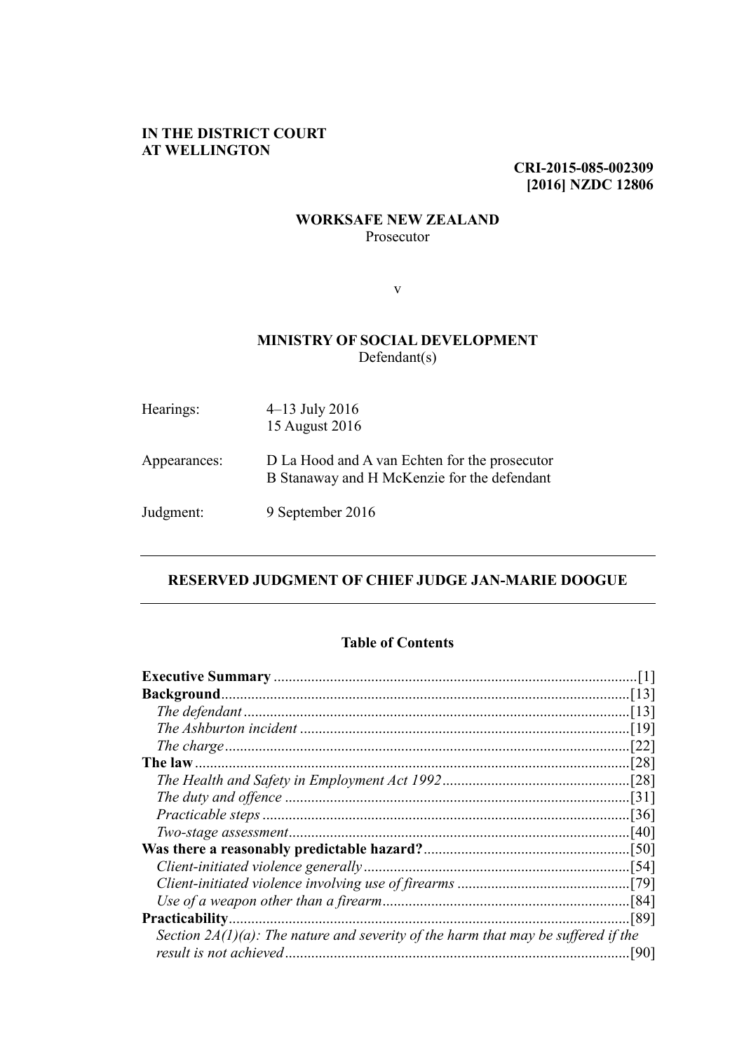**IN THE DISTRICT COURT**
**AT WELLINGTON**

**CRI-2015-085-002309**
**[2016] NZDC 12806**

**WORKSAFE NEW ZEALAND**
Prosecutor

v

**MINISTRY OF SOCIAL DEVELOPMENT**
Defendant(s)

| | |
|---|---|
| Hearings: | 4–13 July 2016<br>15 August 2016 |
| Appearances: | D La Hood and A van Echten for the prosecutor<br>B Stanaway and H McKenzie for the defendant |
| Judgment: | 9 September 2016 |

---

## RESERVED JUDGMENT OF CHIEF JUDGE JAN-MARIE DOOGUE

---

### Table of Contents

| | |
|---|---|
| **Executive Summary** | [1] |
| **Background** | [13] |
| *The defendant* | [13] |
| *The Ashburton incident* | [19] |
| *The charge* | [22] |
| **The law** | [28] |
| *The Health and Safety in Employment Act 1992* | [28] |
| *The duty and offence* | [31] |
| *Practicable steps* | [36] |
| *Two-stage assessment* | [40] |
| **Was there a reasonably predictable hazard?** | [50] |
| *Client-initiated violence generally* | [54] |
| *Client-initiated violence involving use of firearms* | [79] |
| *Use of a weapon other than a firearm* | [84] |
| **Practicability** | [89] |
| *Section 2A(1)(a): The nature and severity of the harm that may be suffered if the result is not achieved* | [90] |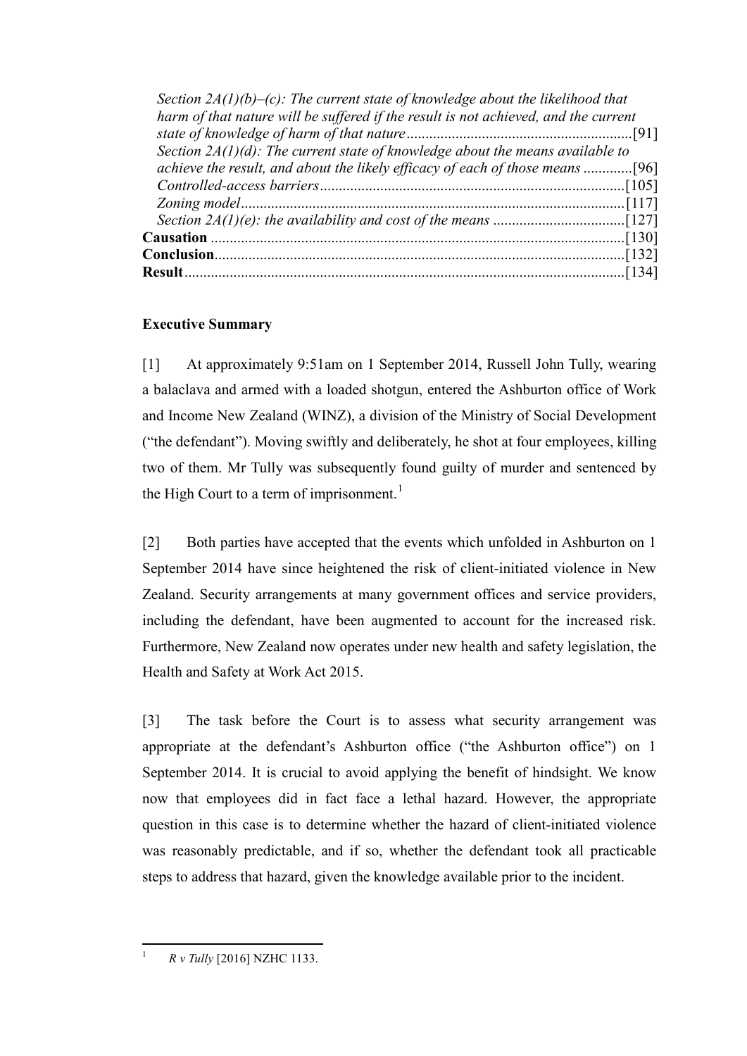*Section 2A(1)(b)–(c): The current state of knowledge about the likelihood that harm of that nature will be suffered if the result is not achieved, and the current state of knowledge of harm of that nature* ........................................................[91]
*Section 2A(1)(d): The current state of knowledge about the means available to achieve the result, and about the likely efficacy of each of those means* .............[96]
*Controlled-access barriers*................................................................................[105]
*Zoning model*.....................................................................................................[117]
*Section 2A(1)(e): the availability and cost of the means* ...................................[127]
**Causation** ..........................................................................................................[130]
**Conclusion**.........................................................................................................[132]
**Result**................................................................................................................[134]

## Executive Summary

[1] At approximately 9:51am on 1 September 2014, Russell John Tully, wearing a balaclava and armed with a loaded shotgun, entered the Ashburton office of Work and Income New Zealand (WINZ), a division of the Ministry of Social Development ("the defendant"). Moving swiftly and deliberately, he shot at four employees, killing two of them. Mr Tully was subsequently found guilty of murder and sentenced by the High Court to a term of imprisonment.[1]

[2] Both parties have accepted that the events which unfolded in Ashburton on 1 September 2014 have since heightened the risk of client-initiated violence in New Zealand. Security arrangements at many government offices and service providers, including the defendant, have been augmented to account for the increased risk. Furthermore, New Zealand now operates under new health and safety legislation, the Health and Safety at Work Act 2015.

[3] The task before the Court is to assess what security arrangement was appropriate at the defendant's Ashburton office ("the Ashburton office") on 1 September 2014. It is crucial to avoid applying the benefit of hindsight. We know now that employees did in fact face a lethal hazard. However, the appropriate question in this case is to determine whether the hazard of client-initiated violence was reasonably predictable, and if so, whether the defendant took all practicable steps to address that hazard, given the knowledge available prior to the incident.

---

[1] *R v Tully* [2016] NZHC 1133.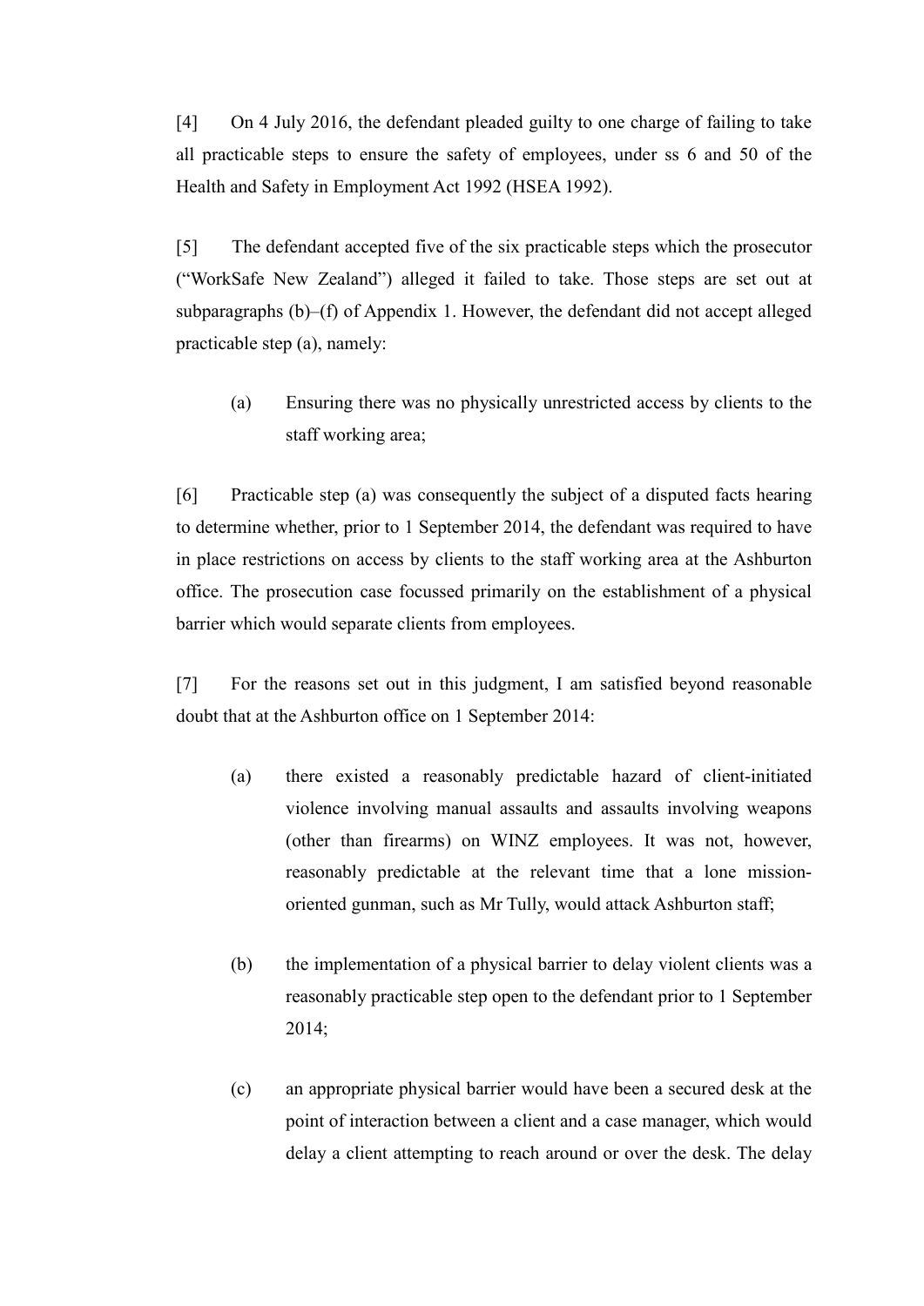[4] On 4 July 2016, the defendant pleaded guilty to one charge of failing to take all practicable steps to ensure the safety of employees, under ss 6 and 50 of the Health and Safety in Employment Act 1992 (HSEA 1992).

[5] The defendant accepted five of the six practicable steps which the prosecutor ("WorkSafe New Zealand") alleged it failed to take. Those steps are set out at subparagraphs (b)–(f) of Appendix 1. However, the defendant did not accept alleged practicable step (a), namely:

> (a) Ensuring there was no physically unrestricted access by clients to the staff working area;

[6] Practicable step (a) was consequently the subject of a disputed facts hearing to determine whether, prior to 1 September 2014, the defendant was required to have in place restrictions on access by clients to the staff working area at the Ashburton office. The prosecution case focussed primarily on the establishment of a physical barrier which would separate clients from employees.

[7] For the reasons set out in this judgment, I am satisfied beyond reasonable doubt that at the Ashburton office on 1 September 2014:

> (a) there existed a reasonably predictable hazard of client-initiated violence involving manual assaults and assaults involving weapons (other than firearms) on WINZ employees. It was not, however, reasonably predictable at the relevant time that a lone mission-oriented gunman, such as Mr Tully, would attack Ashburton staff;
>
> (b) the implementation of a physical barrier to delay violent clients was a reasonably practicable step open to the defendant prior to 1 September 2014;
>
> (c) an appropriate physical barrier would have been a secured desk at the point of interaction between a client and a case manager, which would delay a client attempting to reach around or over the desk. The delay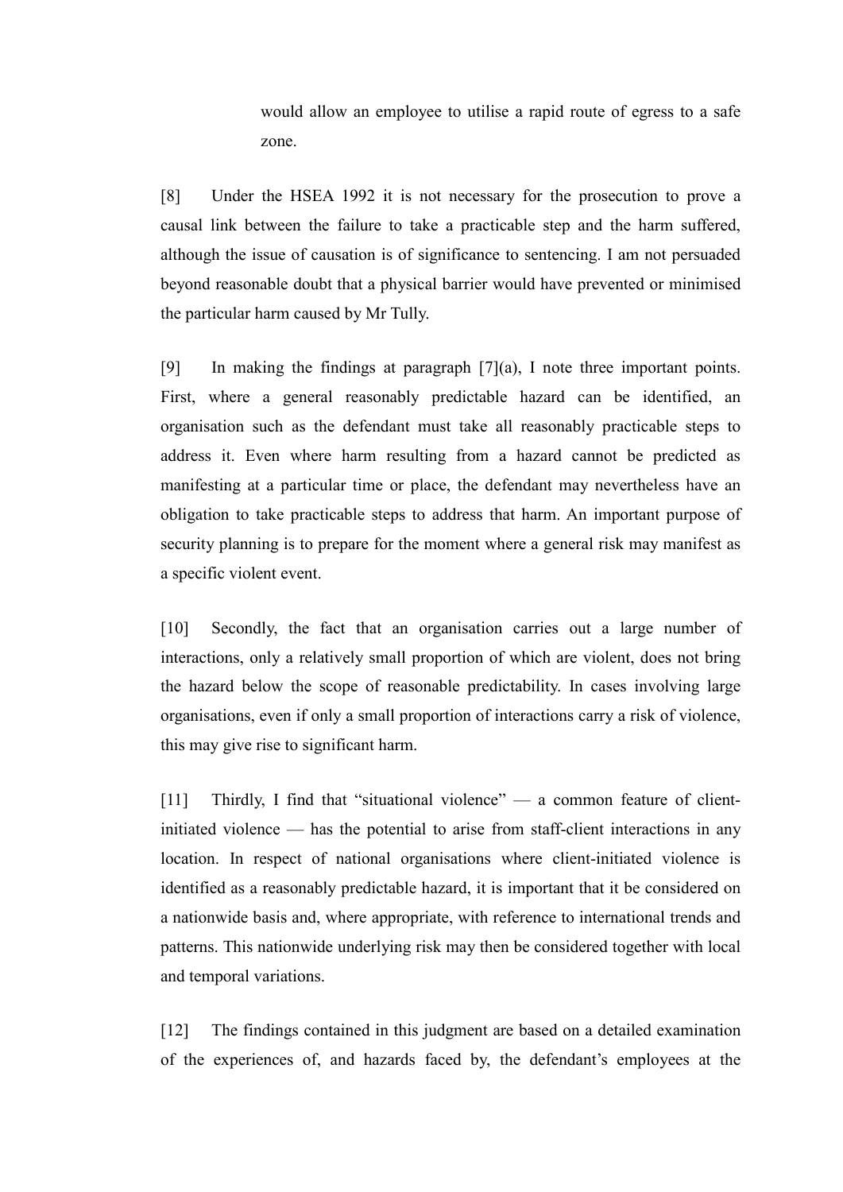would allow an employee to utilise a rapid route of egress to a safe zone.

[8] Under the HSEA 1992 it is not necessary for the prosecution to prove a causal link between the failure to take a practicable step and the harm suffered, although the issue of causation is of significance to sentencing. I am not persuaded beyond reasonable doubt that a physical barrier would have prevented or minimised the particular harm caused by Mr Tully.

[9] In making the findings at paragraph [7](a), I note three important points. First, where a general reasonably predictable hazard can be identified, an organisation such as the defendant must take all reasonably practicable steps to address it. Even where harm resulting from a hazard cannot be predicted as manifesting at a particular time or place, the defendant may nevertheless have an obligation to take practicable steps to address that harm. An important purpose of security planning is to prepare for the moment where a general risk may manifest as a specific violent event.

[10] Secondly, the fact that an organisation carries out a large number of interactions, only a relatively small proportion of which are violent, does not bring the hazard below the scope of reasonable predictability. In cases involving large organisations, even if only a small proportion of interactions carry a risk of violence, this may give rise to significant harm.

[11] Thirdly, I find that "situational violence" — a common feature of client-initiated violence — has the potential to arise from staff-client interactions in any location. In respect of national organisations where client-initiated violence is identified as a reasonably predictable hazard, it is important that it be considered on a nationwide basis and, where appropriate, with reference to international trends and patterns. This nationwide underlying risk may then be considered together with local and temporal variations.

[12] The findings contained in this judgment are based on a detailed examination of the experiences of, and hazards faced by, the defendant's employees at the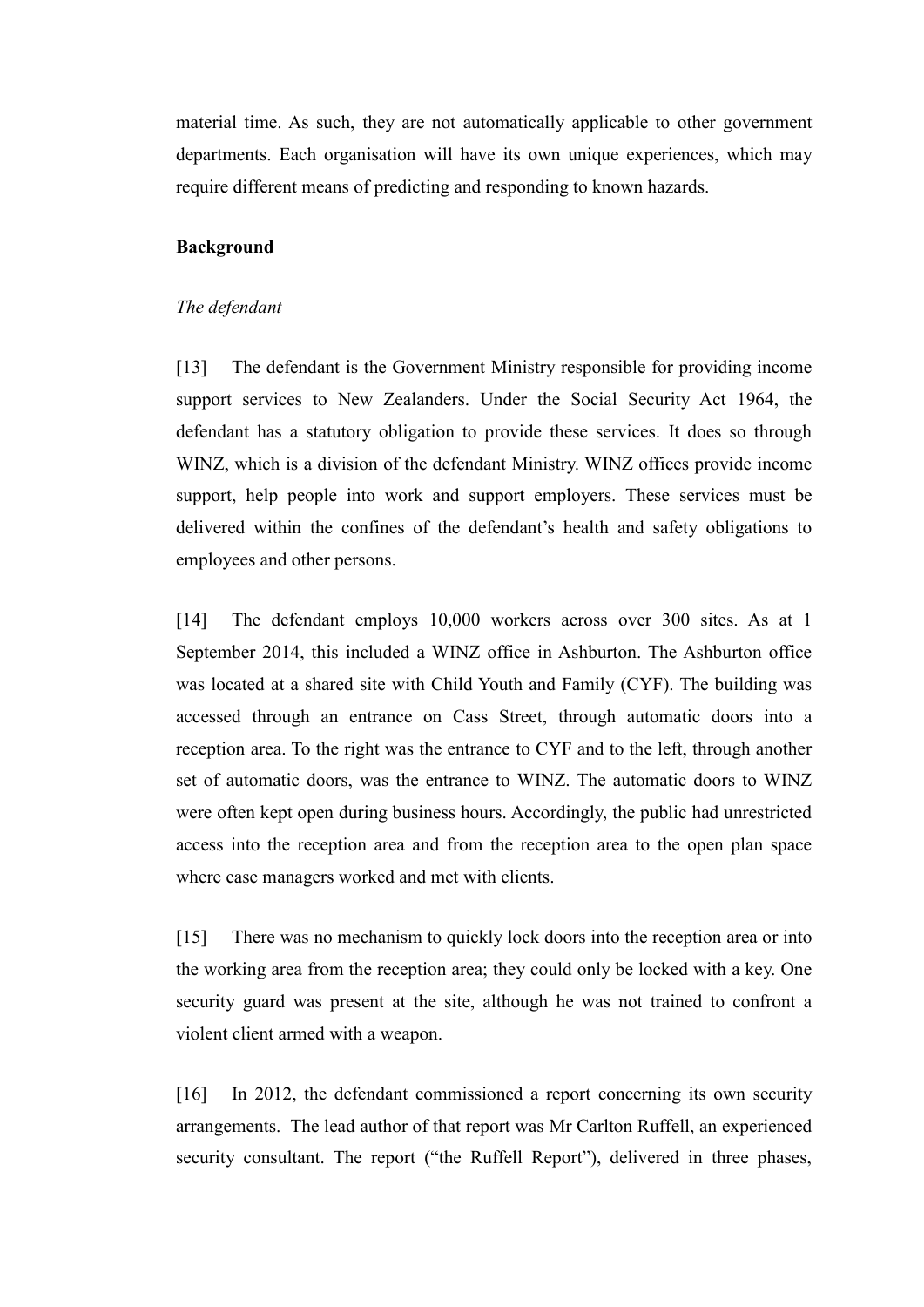material time. As such, they are not automatically applicable to other government departments. Each organisation will have its own unique experiences, which may require different means of predicting and responding to known hazards.

**Background**

*The defendant*

[13] The defendant is the Government Ministry responsible for providing income support services to New Zealanders. Under the Social Security Act 1964, the defendant has a statutory obligation to provide these services. It does so through WINZ, which is a division of the defendant Ministry. WINZ offices provide income support, help people into work and support employers. These services must be delivered within the confines of the defendant's health and safety obligations to employees and other persons.

[14] The defendant employs 10,000 workers across over 300 sites. As at 1 September 2014, this included a WINZ office in Ashburton. The Ashburton office was located at a shared site with Child Youth and Family (CYF). The building was accessed through an entrance on Cass Street, through automatic doors into a reception area. To the right was the entrance to CYF and to the left, through another set of automatic doors, was the entrance to WINZ. The automatic doors to WINZ were often kept open during business hours. Accordingly, the public had unrestricted access into the reception area and from the reception area to the open plan space where case managers worked and met with clients.

[15] There was no mechanism to quickly lock doors into the reception area or into the working area from the reception area; they could only be locked with a key. One security guard was present at the site, although he was not trained to confront a violent client armed with a weapon.

[16] In 2012, the defendant commissioned a report concerning its own security arrangements. The lead author of that report was Mr Carlton Ruffell, an experienced security consultant. The report ("the Ruffell Report"), delivered in three phases,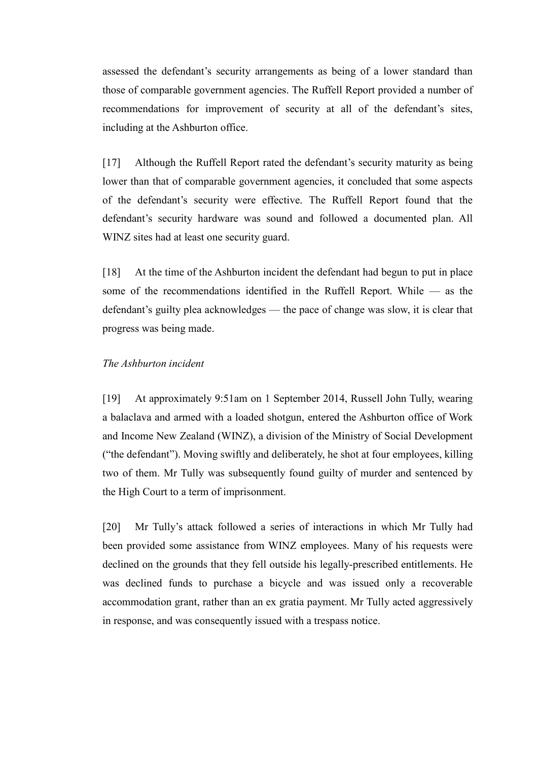assessed the defendant's security arrangements as being of a lower standard than those of comparable government agencies. The Ruffell Report provided a number of recommendations for improvement of security at all of the defendant's sites, including at the Ashburton office.

[17] Although the Ruffell Report rated the defendant's security maturity as being lower than that of comparable government agencies, it concluded that some aspects of the defendant's security were effective. The Ruffell Report found that the defendant's security hardware was sound and followed a documented plan. All WINZ sites had at least one security guard.

[18] At the time of the Ashburton incident the defendant had begun to put in place some of the recommendations identified in the Ruffell Report. While — as the defendant's guilty plea acknowledges — the pace of change was slow, it is clear that progress was being made.

*The Ashburton incident*

[19] At approximately 9:51am on 1 September 2014, Russell John Tully, wearing a balaclava and armed with a loaded shotgun, entered the Ashburton office of Work and Income New Zealand (WINZ), a division of the Ministry of Social Development ("the defendant"). Moving swiftly and deliberately, he shot at four employees, killing two of them. Mr Tully was subsequently found guilty of murder and sentenced by the High Court to a term of imprisonment.

[20] Mr Tully's attack followed a series of interactions in which Mr Tully had been provided some assistance from WINZ employees. Many of his requests were declined on the grounds that they fell outside his legally-prescribed entitlements. He was declined funds to purchase a bicycle and was issued only a recoverable accommodation grant, rather than an ex gratia payment. Mr Tully acted aggressively in response, and was consequently issued with a trespass notice.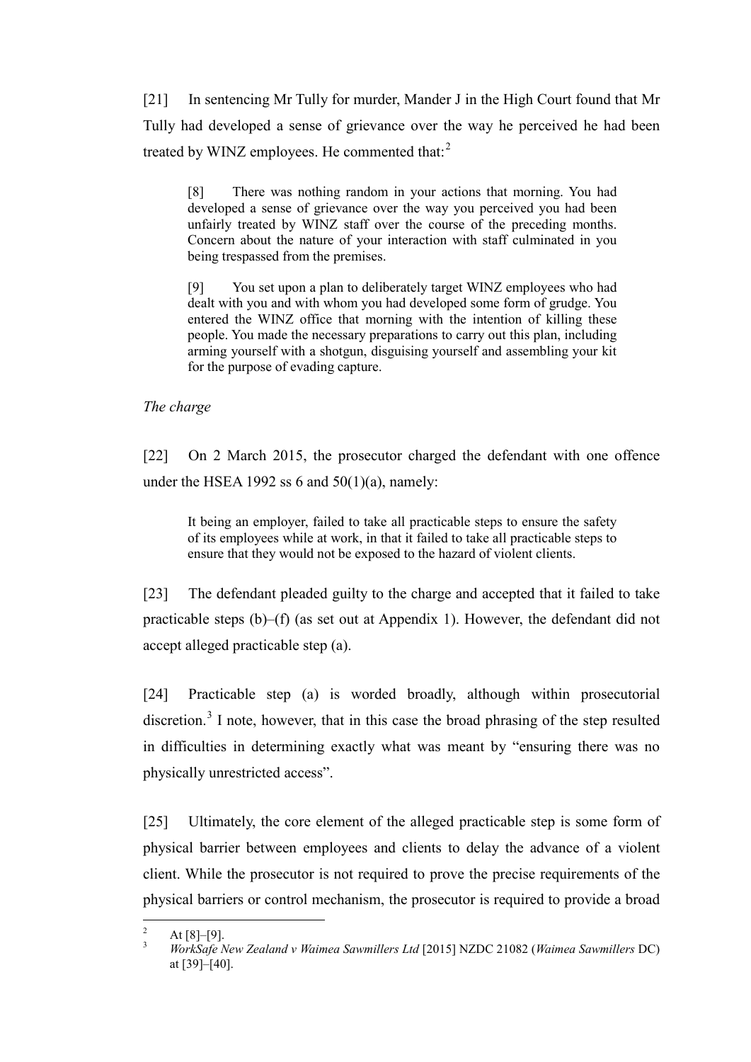[21] In sentencing Mr Tully for murder, Mander J in the High Court found that Mr Tully had developed a sense of grievance over the way he perceived he had been treated by WINZ employees. He commented that:[2]

> [8] There was nothing random in your actions that morning. You had developed a sense of grievance over the way you perceived you had been unfairly treated by WINZ staff over the course of the preceding months. Concern about the nature of your interaction with staff culminated in you being trespassed from the premises.
>
> [9] You set upon a plan to deliberately target WINZ employees who had dealt with you and with whom you had developed some form of grudge. You entered the WINZ office that morning with the intention of killing these people. You made the necessary preparations to carry out this plan, including arming yourself with a shotgun, disguising yourself and assembling your kit for the purpose of evading capture.

*The charge*

[22] On 2 March 2015, the prosecutor charged the defendant with one offence under the HSEA 1992 ss 6 and 50(1)(a), namely:

> It being an employer, failed to take all practicable steps to ensure the safety of its employees while at work, in that it failed to take all practicable steps to ensure that they would not be exposed to the hazard of violent clients.

[23] The defendant pleaded guilty to the charge and accepted that it failed to take practicable steps (b)–(f) (as set out at Appendix 1). However, the defendant did not accept alleged practicable step (a).

[24] Practicable step (a) is worded broadly, although within prosecutorial discretion.[3] I note, however, that in this case the broad phrasing of the step resulted in difficulties in determining exactly what was meant by "ensuring there was no physically unrestricted access".

[25] Ultimately, the core element of the alleged practicable step is some form of physical barrier between employees and clients to delay the advance of a violent client. While the prosecutor is not required to prove the precise requirements of the physical barriers or control mechanism, the prosecutor is required to provide a broad

---

[2] At [8]–[9].

[3] *WorkSafe New Zealand v Waimea Sawmillers Ltd* [2015] NZDC 21082 (*Waimea Sawmillers* DC) at [39]–[40].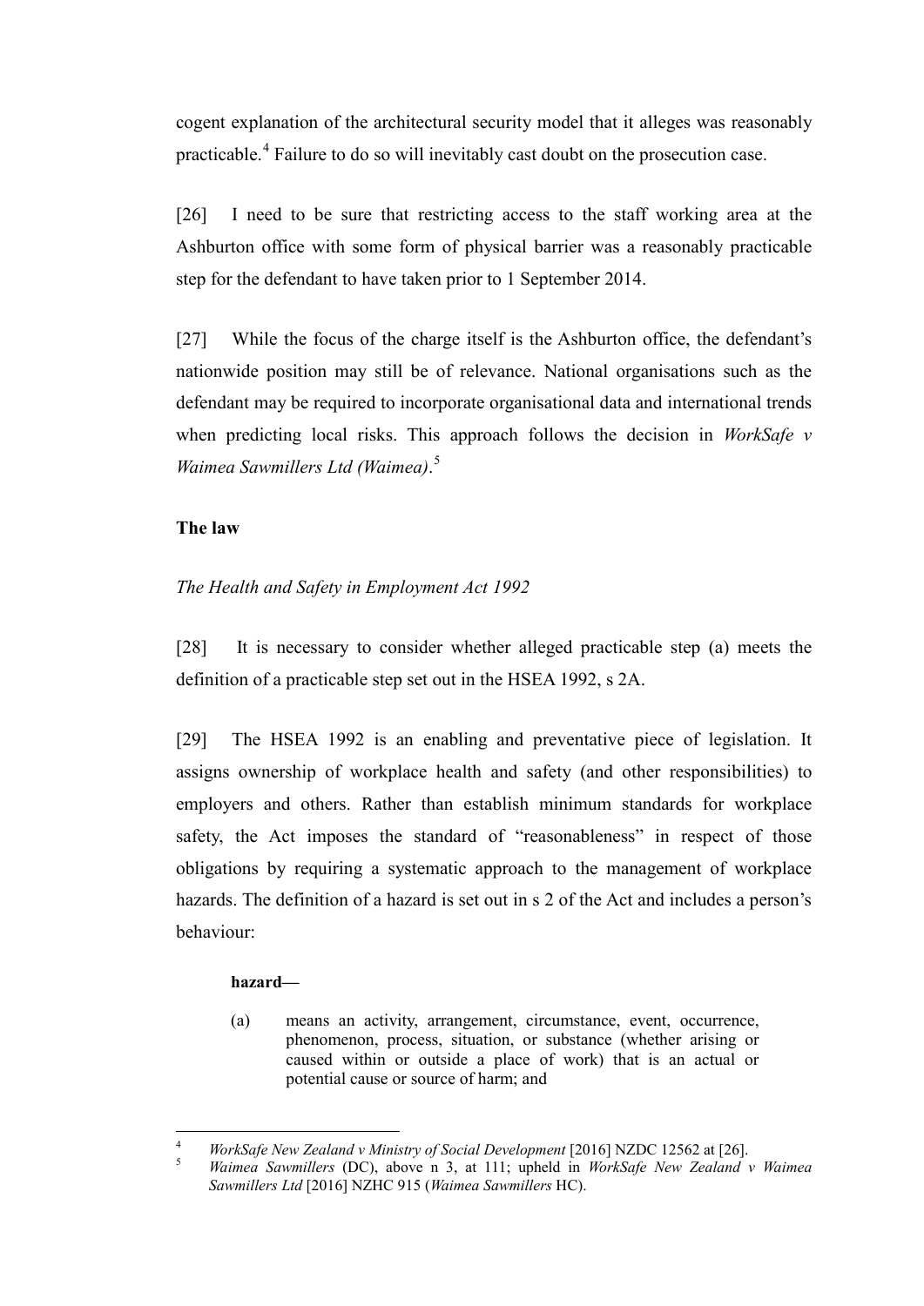cogent explanation of the architectural security model that it alleges was reasonably practicable.[4] Failure to do so will inevitably cast doubt on the prosecution case.

[26] I need to be sure that restricting access to the staff working area at the Ashburton office with some form of physical barrier was a reasonably practicable step for the defendant to have taken prior to 1 September 2014.

[27] While the focus of the charge itself is the Ashburton office, the defendant's nationwide position may still be of relevance. National organisations such as the defendant may be required to incorporate organisational data and international trends when predicting local risks. This approach follows the decision in *WorkSafe v Waimea Sawmillers Ltd (Waimea)*.[5]

## The law

### *The Health and Safety in Employment Act 1992*

[28] It is necessary to consider whether alleged practicable step (a) meets the definition of a practicable step set out in the HSEA 1992, s 2A.

[29] The HSEA 1992 is an enabling and preventative piece of legislation. It assigns ownership of workplace health and safety (and other responsibilities) to employers and others. Rather than establish minimum standards for workplace safety, the Act imposes the standard of "reasonableness" in respect of those obligations by requiring a systematic approach to the management of workplace hazards. The definition of a hazard is set out in s 2 of the Act and includes a person's behaviour:

> **hazard—**
>
> (a) means an activity, arrangement, circumstance, event, occurrence, phenomenon, process, situation, or substance (whether arising or caused within or outside a place of work) that is an actual or potential cause or source of harm; and

---

[4] *WorkSafe New Zealand v Ministry of Social Development* [2016] NZDC 12562 at [26].

[5] *Waimea Sawmillers* (DC), above n 3, at 111; upheld in *WorkSafe New Zealand v Waimea Sawmillers Ltd* [2016] NZHC 915 (*Waimea Sawmillers* HC).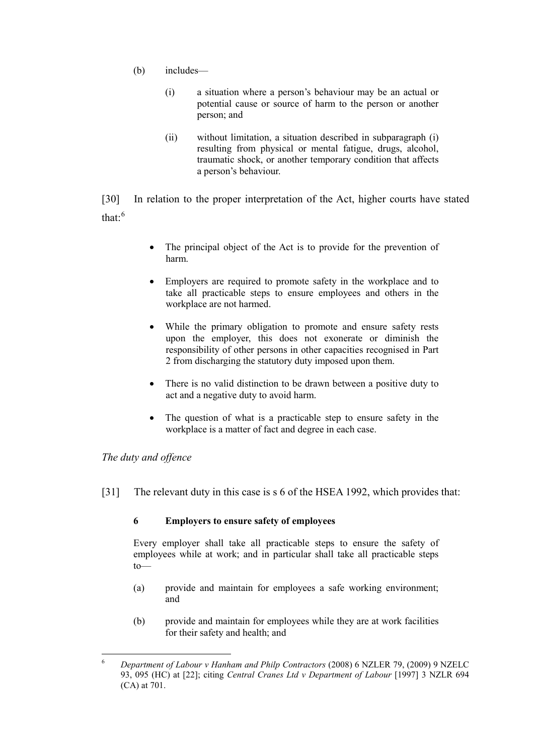(b) includes—

(i) a situation where a person's behaviour may be an actual or potential cause or source of harm to the person or another person; and

(ii) without limitation, a situation described in subparagraph (i) resulting from physical or mental fatigue, drugs, alcohol, traumatic shock, or another temporary condition that affects a person's behaviour.

[30] In relation to the proper interpretation of the Act, higher courts have stated that:[6]

- The principal object of the Act is to provide for the prevention of harm.
- Employers are required to promote safety in the workplace and to take all practicable steps to ensure employees and others in the workplace are not harmed.
- While the primary obligation to promote and ensure safety rests upon the employer, this does not exonerate or diminish the responsibility of other persons in other capacities recognised in Part 2 from discharging the statutory duty imposed upon them.
- There is no valid distinction to be drawn between a positive duty to act and a negative duty to avoid harm.
- The question of what is a practicable step to ensure safety in the workplace is a matter of fact and degree in each case.

*The duty and offence*

[31] The relevant duty in this case is s 6 of the HSEA 1992, which provides that:

> **6 Employers to ensure safety of employees**
>
> Every employer shall take all practicable steps to ensure the safety of employees while at work; and in particular shall take all practicable steps to—
>
> (a) provide and maintain for employees a safe working environment; and
>
> (b) provide and maintain for employees while they are at work facilities for their safety and health; and

---

[6] *Department of Labour v Hanham and Philp Contractors* (2008) 6 NZLER 79, (2009) 9 NZELC 93, 095 (HC) at [22]; citing *Central Cranes Ltd v Department of Labour* [1997] 3 NZLR 694 (CA) at 701.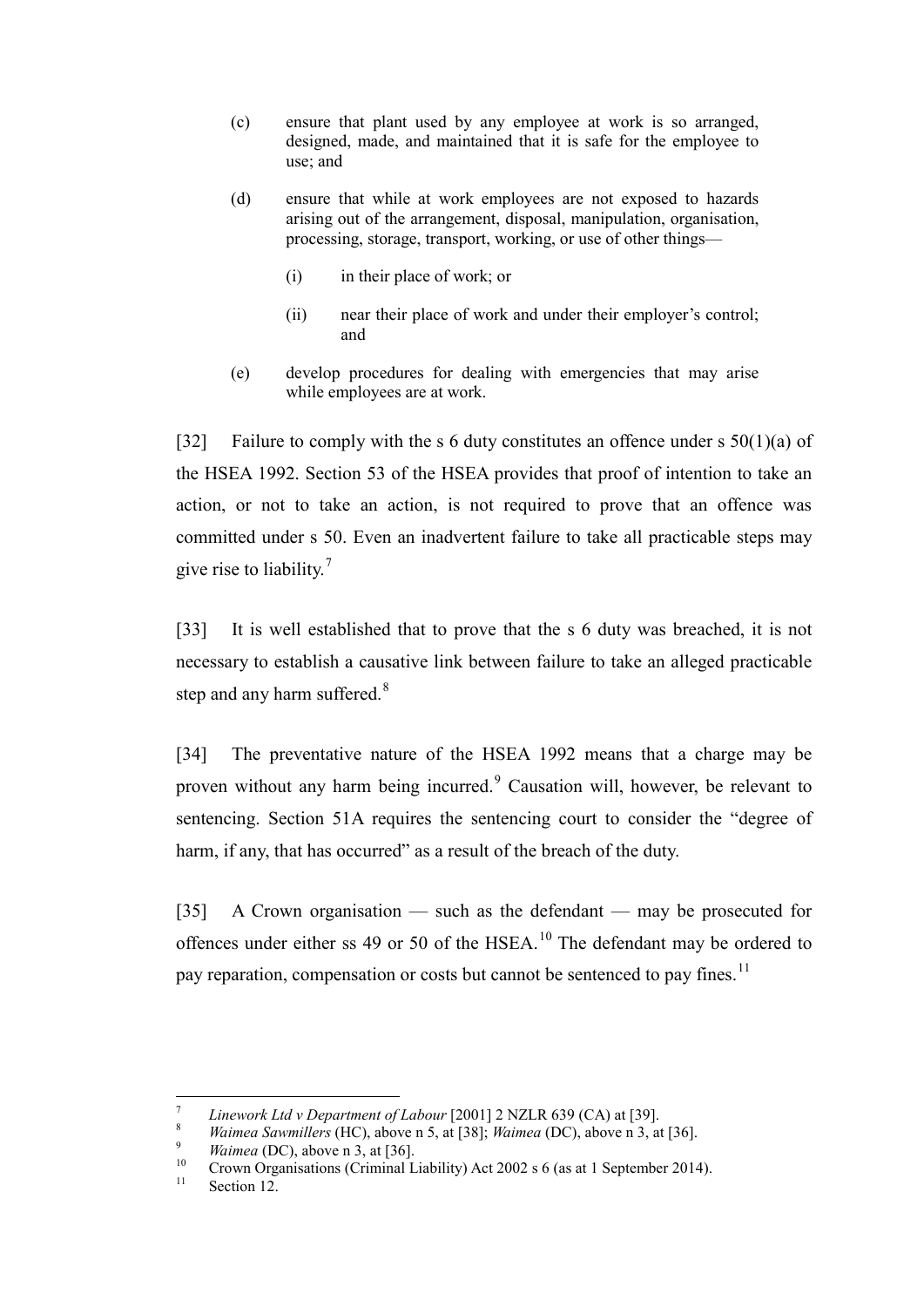(c) ensure that plant used by any employee at work is so arranged, designed, made, and maintained that it is safe for the employee to use; and

(d) ensure that while at work employees are not exposed to hazards arising out of the arrangement, disposal, manipulation, organisation, processing, storage, transport, working, or use of other things—

 (i) in their place of work; or

 (ii) near their place of work and under their employer's control; and

(e) develop procedures for dealing with emergencies that may arise while employees are at work.

[32] Failure to comply with the s 6 duty constitutes an offence under s 50(1)(a) of the HSEA 1992. Section 53 of the HSEA provides that proof of intention to take an action, or not to take an action, is not required to prove that an offence was committed under s 50. Even an inadvertent failure to take all practicable steps may give rise to liability.[7]

[33] It is well established that to prove that the s 6 duty was breached, it is not necessary to establish a causative link between failure to take an alleged practicable step and any harm suffered.[8]

[34] The preventative nature of the HSEA 1992 means that a charge may be proven without any harm being incurred.[9] Causation will, however, be relevant to sentencing. Section 51A requires the sentencing court to consider the "degree of harm, if any, that has occurred" as a result of the breach of the duty.

[35] A Crown organisation — such as the defendant — may be prosecuted for offences under either ss 49 or 50 of the HSEA.[10] The defendant may be ordered to pay reparation, compensation or costs but cannot be sentenced to pay fines.[11]

---

[7] *Linework Ltd v Department of Labour* [2001] 2 NZLR 639 (CA) at [39].

[8] *Waimea Sawmillers* (HC), above n 5, at [38]; *Waimea* (DC), above n 3, at [36].

[9] *Waimea* (DC), above n 3, at [36].

[10] Crown Organisations (Criminal Liability) Act 2002 s 6 (as at 1 September 2014).

[11] Section 12.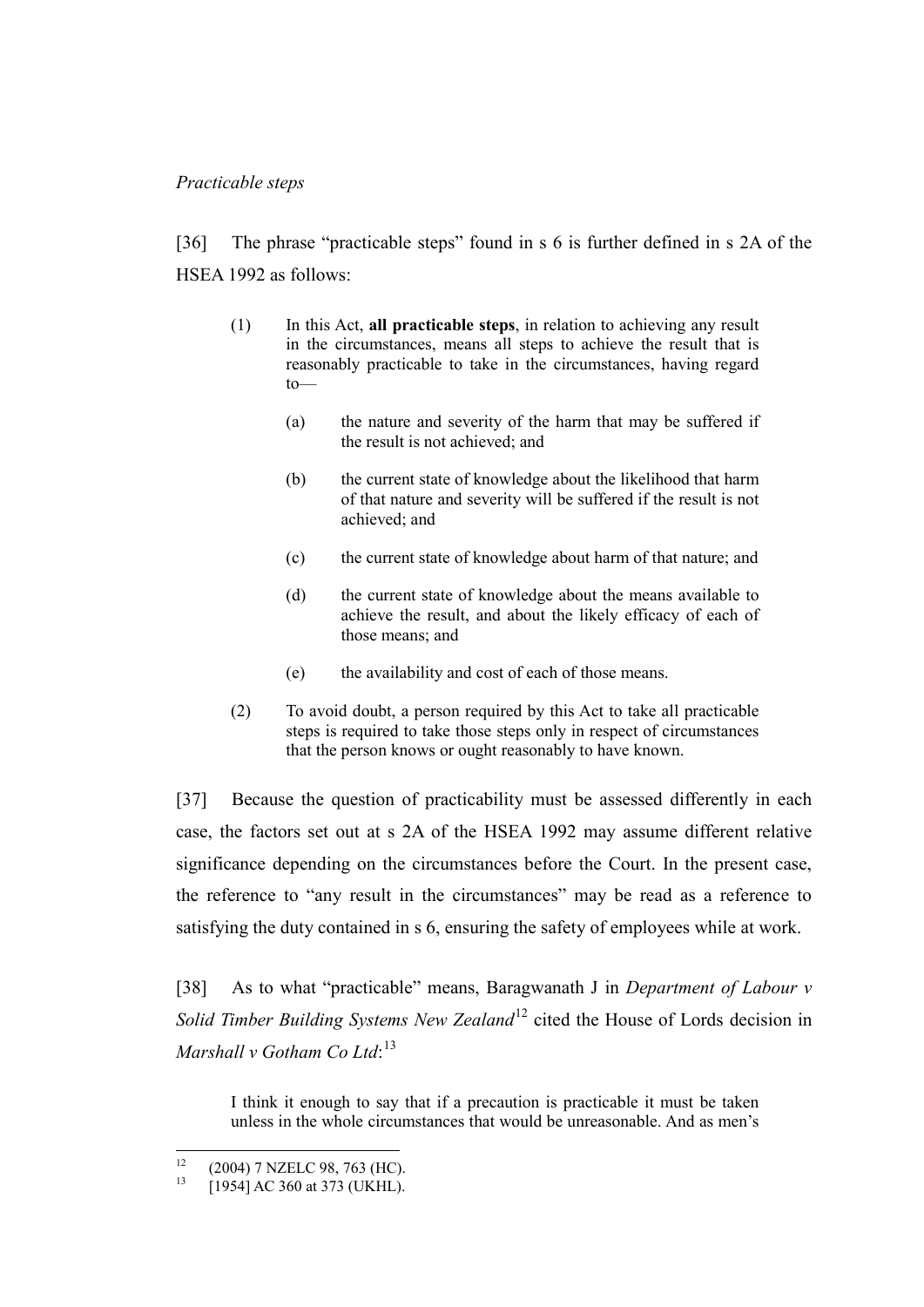*Practicable steps*

[36] The phrase "practicable steps" found in s 6 is further defined in s 2A of the HSEA 1992 as follows:

> (1) In this Act, **all practicable steps**, in relation to achieving any result in the circumstances, means all steps to achieve the result that is reasonably practicable to take in the circumstances, having regard to—
>
> (a) the nature and severity of the harm that may be suffered if the result is not achieved; and
>
> (b) the current state of knowledge about the likelihood that harm of that nature and severity will be suffered if the result is not achieved; and
>
> (c) the current state of knowledge about harm of that nature; and
>
> (d) the current state of knowledge about the means available to achieve the result, and about the likely efficacy of each of those means; and
>
> (e) the availability and cost of each of those means.
>
> (2) To avoid doubt, a person required by this Act to take all practicable steps is required to take those steps only in respect of circumstances that the person knows or ought reasonably to have known.

[37] Because the question of practicability must be assessed differently in each case, the factors set out at s 2A of the HSEA 1992 may assume different relative significance depending on the circumstances before the Court. In the present case, the reference to "any result in the circumstances" may be read as a reference to satisfying the duty contained in s 6, ensuring the safety of employees while at work.

[38] As to what "practicable" means, Baragwanath J in *Department of Labour v Solid Timber Building Systems New Zealand*[12] cited the House of Lords decision in *Marshall v Gotham Co Ltd*:[13]

> I think it enough to say that if a precaution is practicable it must be taken unless in the whole circumstances that would be unreasonable. And as men's

---

[12] (2004) 7 NZELC 98, 763 (HC).

[13] [1954] AC 360 at 373 (UKHL).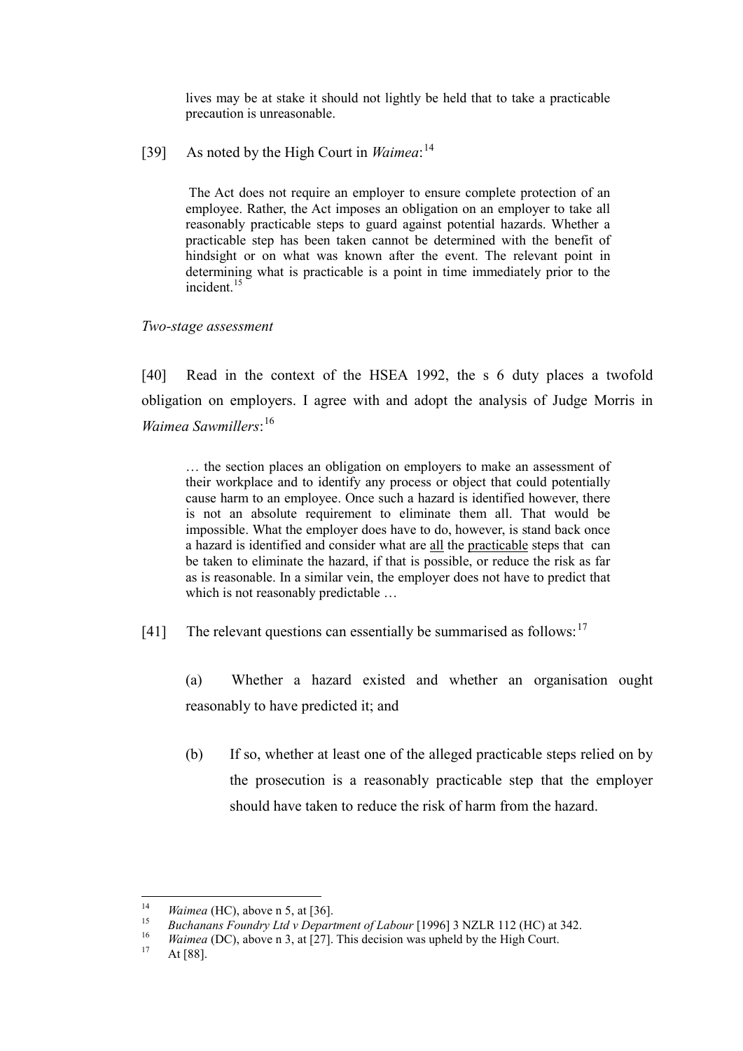> lives may be at stake it should not lightly be held that to take a practicable precaution is unreasonable.

[39] As noted by the High Court in *Waimea*:[14]

> The Act does not require an employer to ensure complete protection of an employee. Rather, the Act imposes an obligation on an employer to take all reasonably practicable steps to guard against potential hazards. Whether a practicable step has been taken cannot be determined with the benefit of hindsight or on what was known after the event. The relevant point in determining what is practicable is a point in time immediately prior to the incident.[15]

*Two-stage assessment*

[40] Read in the context of the HSEA 1992, the s 6 duty places a twofold obligation on employers. I agree with and adopt the analysis of Judge Morris in *Waimea Sawmillers*:[16]

> … the section places an obligation on employers to make an assessment of their workplace and to identify any process or object that could potentially cause harm to an employee. Once such a hazard is identified however, there is not an absolute requirement to eliminate them all. That would be impossible. What the employer does have to do, however, is stand back once a hazard is identified and consider what are <u>all</u> the <u>practicable</u> steps that can be taken to eliminate the hazard, if that is possible, or reduce the risk as far as is reasonable. In a similar vein, the employer does not have to predict that which is not reasonably predictable …

[41] The relevant questions can essentially be summarised as follows:[17]

(a) Whether a hazard existed and whether an organisation ought reasonably to have predicted it; and

(b) If so, whether at least one of the alleged practicable steps relied on by the prosecution is a reasonably practicable step that the employer should have taken to reduce the risk of harm from the hazard.

---

[14] *Waimea* (HC), above n 5, at [36].

[15] *Buchanans Foundry Ltd v Department of Labour* [1996] 3 NZLR 112 (HC) at 342.

[16] *Waimea* (DC), above n 3, at [27]. This decision was upheld by the High Court.

[17] At [88].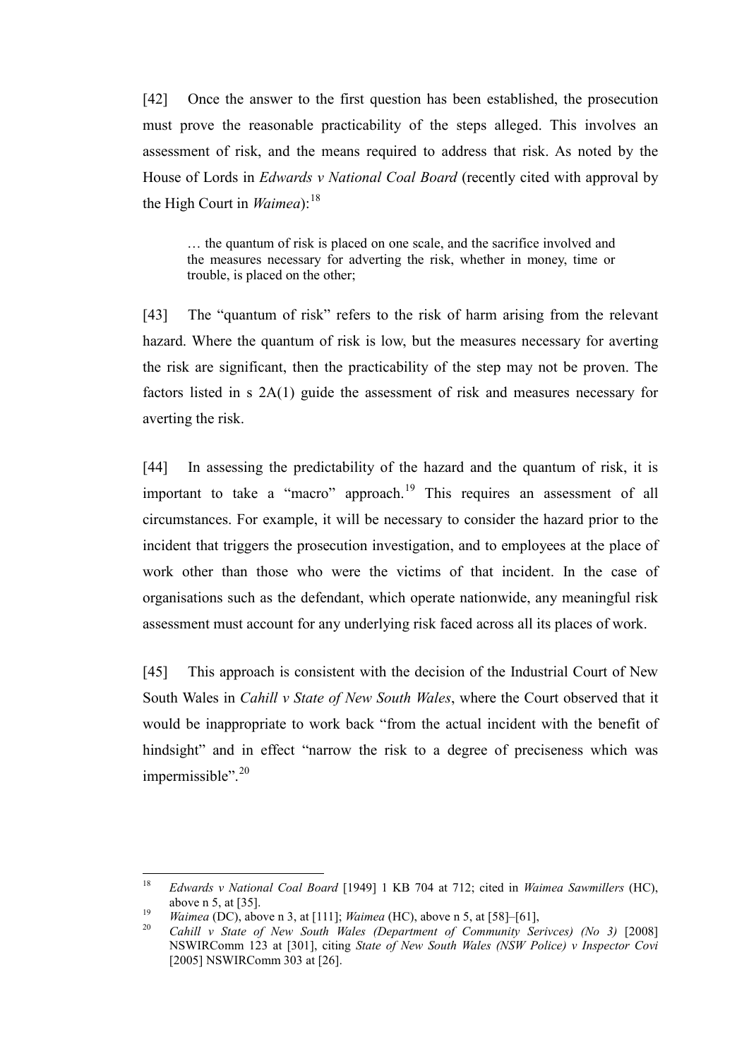[42] Once the answer to the first question has been established, the prosecution must prove the reasonable practicability of the steps alleged. This involves an assessment of risk, and the means required to address that risk. As noted by the House of Lords in *Edwards v National Coal Board* (recently cited with approval by the High Court in *Waimea*):[18]

> … the quantum of risk is placed on one scale, and the sacrifice involved and the measures necessary for adverting the risk, whether in money, time or trouble, is placed on the other;

[43] The "quantum of risk" refers to the risk of harm arising from the relevant hazard. Where the quantum of risk is low, but the measures necessary for averting the risk are significant, then the practicability of the step may not be proven. The factors listed in s 2A(1) guide the assessment of risk and measures necessary for averting the risk.

[44] In assessing the predictability of the hazard and the quantum of risk, it is important to take a "macro" approach.[19] This requires an assessment of all circumstances. For example, it will be necessary to consider the hazard prior to the incident that triggers the prosecution investigation, and to employees at the place of work other than those who were the victims of that incident. In the case of organisations such as the defendant, which operate nationwide, any meaningful risk assessment must account for any underlying risk faced across all its places of work.

[45] This approach is consistent with the decision of the Industrial Court of New South Wales in *Cahill v State of New South Wales*, where the Court observed that it would be inappropriate to work back "from the actual incident with the benefit of hindsight" and in effect "narrow the risk to a degree of preciseness which was impermissible".[20]

---

[18] *Edwards v National Coal Board* [1949] 1 KB 704 at 712; cited in *Waimea Sawmillers* (HC), above n 5, at [35].

[19] *Waimea* (DC), above n 3, at [111]; *Waimea* (HC), above n 5, at [58]–[61],

[20] *Cahill v State of New South Wales (Department of Community Serivces) (No 3)* [2008] NSWIRComm 123 at [301], citing *State of New South Wales (NSW Police) v Inspector Covi* [2005] NSWIRComm 303 at [26].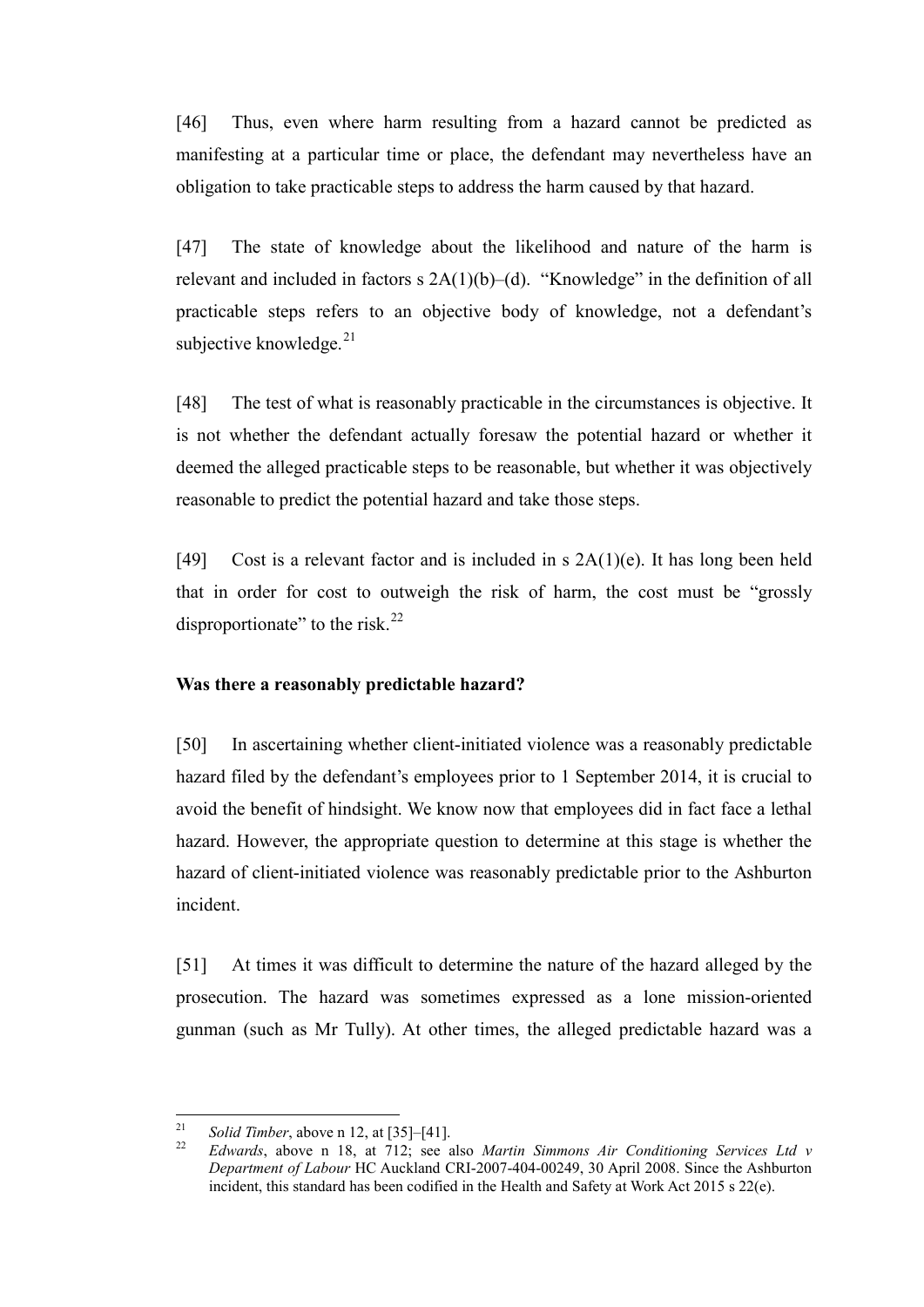[46] Thus, even where harm resulting from a hazard cannot be predicted as manifesting at a particular time or place, the defendant may nevertheless have an obligation to take practicable steps to address the harm caused by that hazard.

[47] The state of knowledge about the likelihood and nature of the harm is relevant and included in factors s 2A(1)(b)–(d). "Knowledge" in the definition of all practicable steps refers to an objective body of knowledge, not a defendant's subjective knowledge.[21]

[48] The test of what is reasonably practicable in the circumstances is objective. It is not whether the defendant actually foresaw the potential hazard or whether it deemed the alleged practicable steps to be reasonable, but whether it was objectively reasonable to predict the potential hazard and take those steps.

[49] Cost is a relevant factor and is included in s 2A(1)(e). It has long been held that in order for cost to outweigh the risk of harm, the cost must be "grossly disproportionate" to the risk.[22]

**Was there a reasonably predictable hazard?**

[50] In ascertaining whether client-initiated violence was a reasonably predictable hazard filed by the defendant's employees prior to 1 September 2014, it is crucial to avoid the benefit of hindsight. We know now that employees did in fact face a lethal hazard. However, the appropriate question to determine at this stage is whether the hazard of client-initiated violence was reasonably predictable prior to the Ashburton incident.

[51] At times it was difficult to determine the nature of the hazard alleged by the prosecution. The hazard was sometimes expressed as a lone mission-oriented gunman (such as Mr Tully). At other times, the alleged predictable hazard was a

---

[21] *Solid Timber*, above n 12, at [35]–[41].

[22] *Edwards*, above n 18, at 712; see also *Martin Simmons Air Conditioning Services Ltd v Department of Labour* HC Auckland CRI-2007-404-00249, 30 April 2008. Since the Ashburton incident, this standard has been codified in the Health and Safety at Work Act 2015 s 22(e).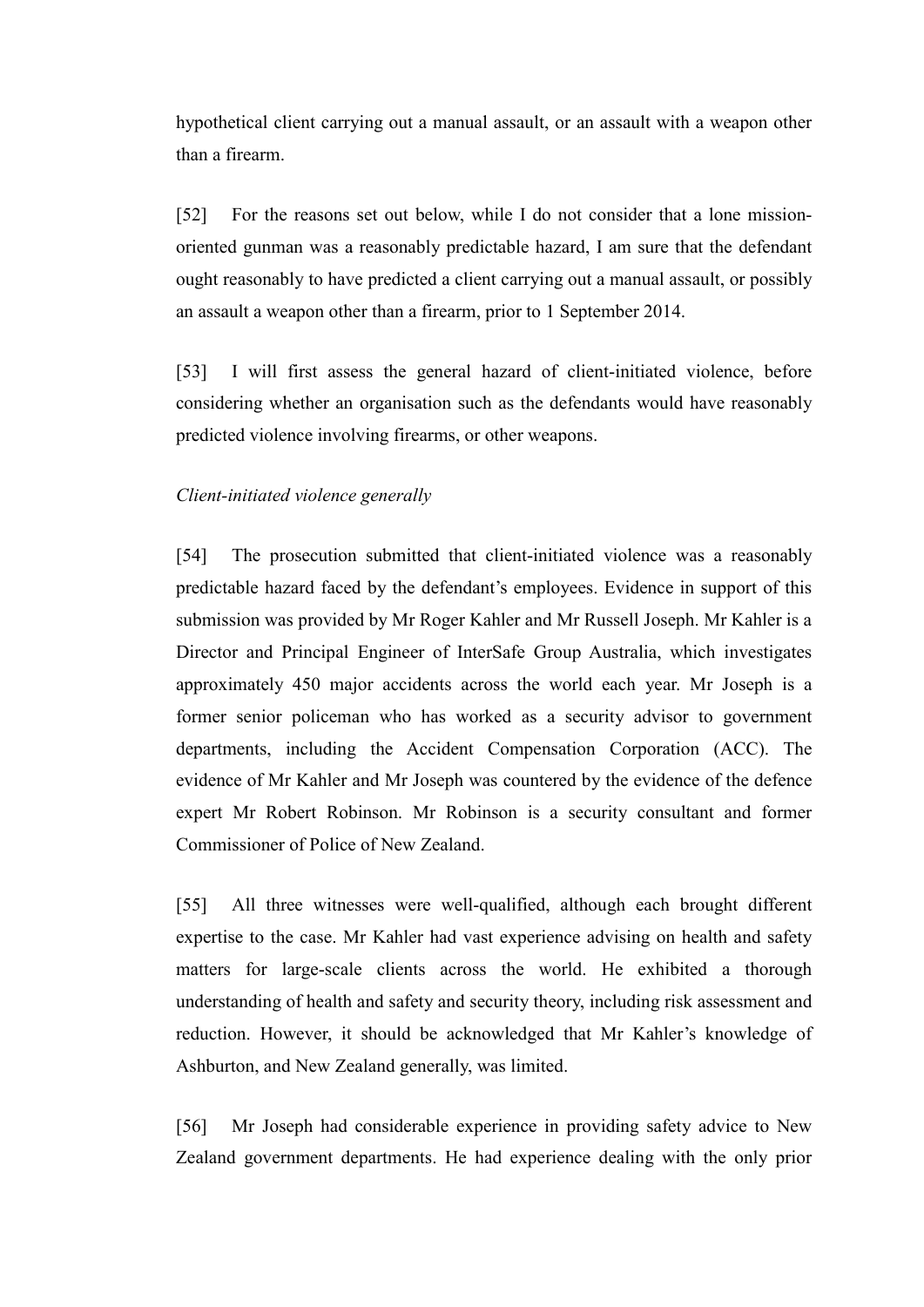hypothetical client carrying out a manual assault, or an assault with a weapon other than a firearm.

[52] For the reasons set out below, while I do not consider that a lone mission-oriented gunman was a reasonably predictable hazard, I am sure that the defendant ought reasonably to have predicted a client carrying out a manual assault, or possibly an assault a weapon other than a firearm, prior to 1 September 2014.

[53] I will first assess the general hazard of client-initiated violence, before considering whether an organisation such as the defendants would have reasonably predicted violence involving firearms, or other weapons.

*Client-initiated violence generally*

[54] The prosecution submitted that client-initiated violence was a reasonably predictable hazard faced by the defendant's employees. Evidence in support of this submission was provided by Mr Roger Kahler and Mr Russell Joseph. Mr Kahler is a Director and Principal Engineer of InterSafe Group Australia, which investigates approximately 450 major accidents across the world each year. Mr Joseph is a former senior policeman who has worked as a security advisor to government departments, including the Accident Compensation Corporation (ACC). The evidence of Mr Kahler and Mr Joseph was countered by the evidence of the defence expert Mr Robert Robinson. Mr Robinson is a security consultant and former Commissioner of Police of New Zealand.

[55] All three witnesses were well-qualified, although each brought different expertise to the case. Mr Kahler had vast experience advising on health and safety matters for large-scale clients across the world. He exhibited a thorough understanding of health and safety and security theory, including risk assessment and reduction. However, it should be acknowledged that Mr Kahler's knowledge of Ashburton, and New Zealand generally, was limited.

[56] Mr Joseph had considerable experience in providing safety advice to New Zealand government departments. He had experience dealing with the only prior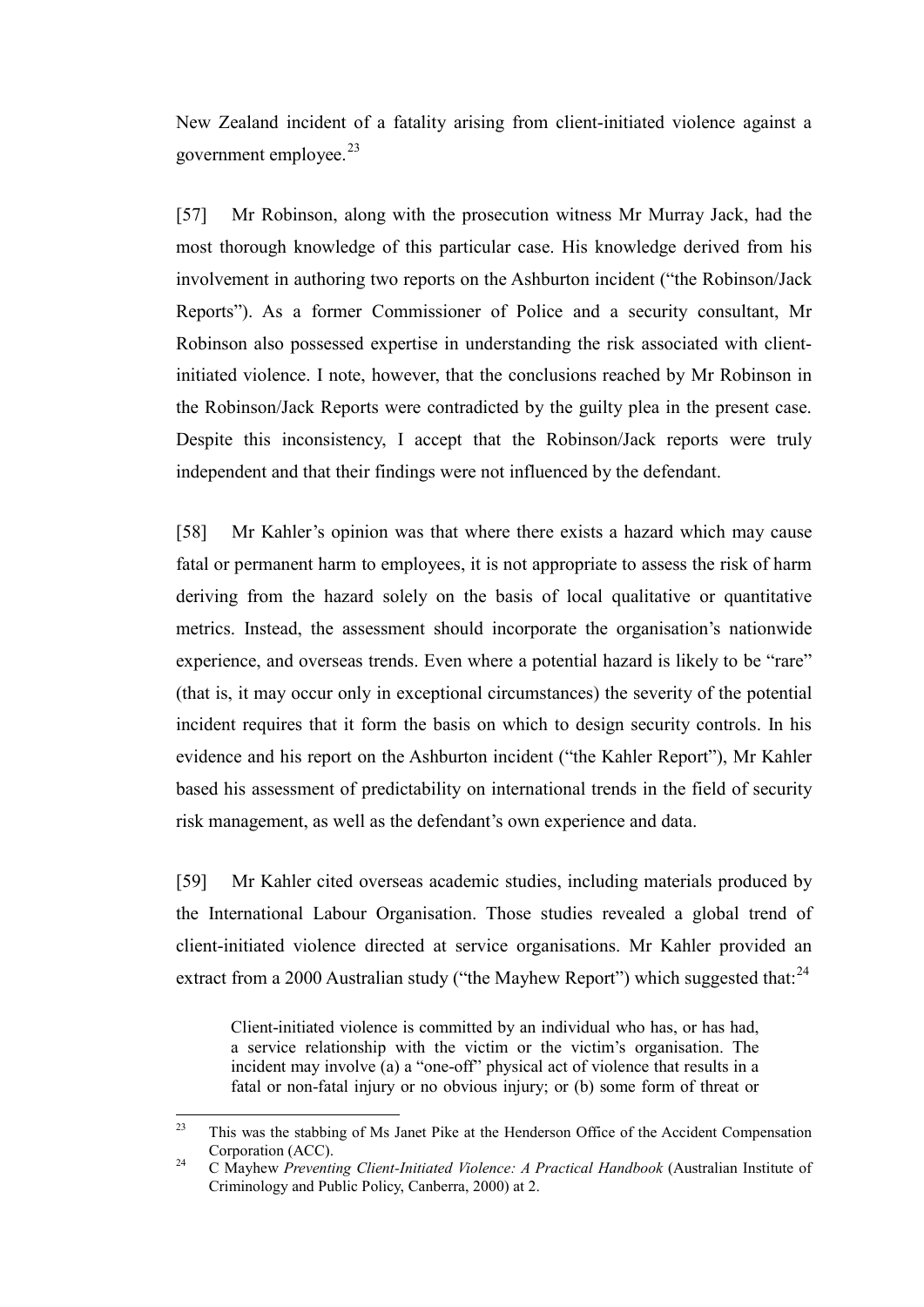New Zealand incident of a fatality arising from client-initiated violence against a government employee.[23]

[57] Mr Robinson, along with the prosecution witness Mr Murray Jack, had the most thorough knowledge of this particular case. His knowledge derived from his involvement in authoring two reports on the Ashburton incident ("the Robinson/Jack Reports"). As a former Commissioner of Police and a security consultant, Mr Robinson also possessed expertise in understanding the risk associated with client-initiated violence. I note, however, that the conclusions reached by Mr Robinson in the Robinson/Jack Reports were contradicted by the guilty plea in the present case. Despite this inconsistency, I accept that the Robinson/Jack reports were truly independent and that their findings were not influenced by the defendant.

[58] Mr Kahler's opinion was that where there exists a hazard which may cause fatal or permanent harm to employees, it is not appropriate to assess the risk of harm deriving from the hazard solely on the basis of local qualitative or quantitative metrics. Instead, the assessment should incorporate the organisation's nationwide experience, and overseas trends. Even where a potential hazard is likely to be "rare" (that is, it may occur only in exceptional circumstances) the severity of the potential incident requires that it form the basis on which to design security controls. In his evidence and his report on the Ashburton incident ("the Kahler Report"), Mr Kahler based his assessment of predictability on international trends in the field of security risk management, as well as the defendant's own experience and data.

[59] Mr Kahler cited overseas academic studies, including materials produced by the International Labour Organisation. Those studies revealed a global trend of client-initiated violence directed at service organisations. Mr Kahler provided an extract from a 2000 Australian study ("the Mayhew Report") which suggested that:[24]

> Client-initiated violence is committed by an individual who has, or has had, a service relationship with the victim or the victim's organisation. The incident may involve (a) a "one-off" physical act of violence that results in a fatal or non-fatal injury or no obvious injury; or (b) some form of threat or

---

[23] This was the stabbing of Ms Janet Pike at the Henderson Office of the Accident Compensation Corporation (ACC).

[24] C Mayhew *Preventing Client-Initiated Violence: A Practical Handbook* (Australian Institute of Criminology and Public Policy, Canberra, 2000) at 2.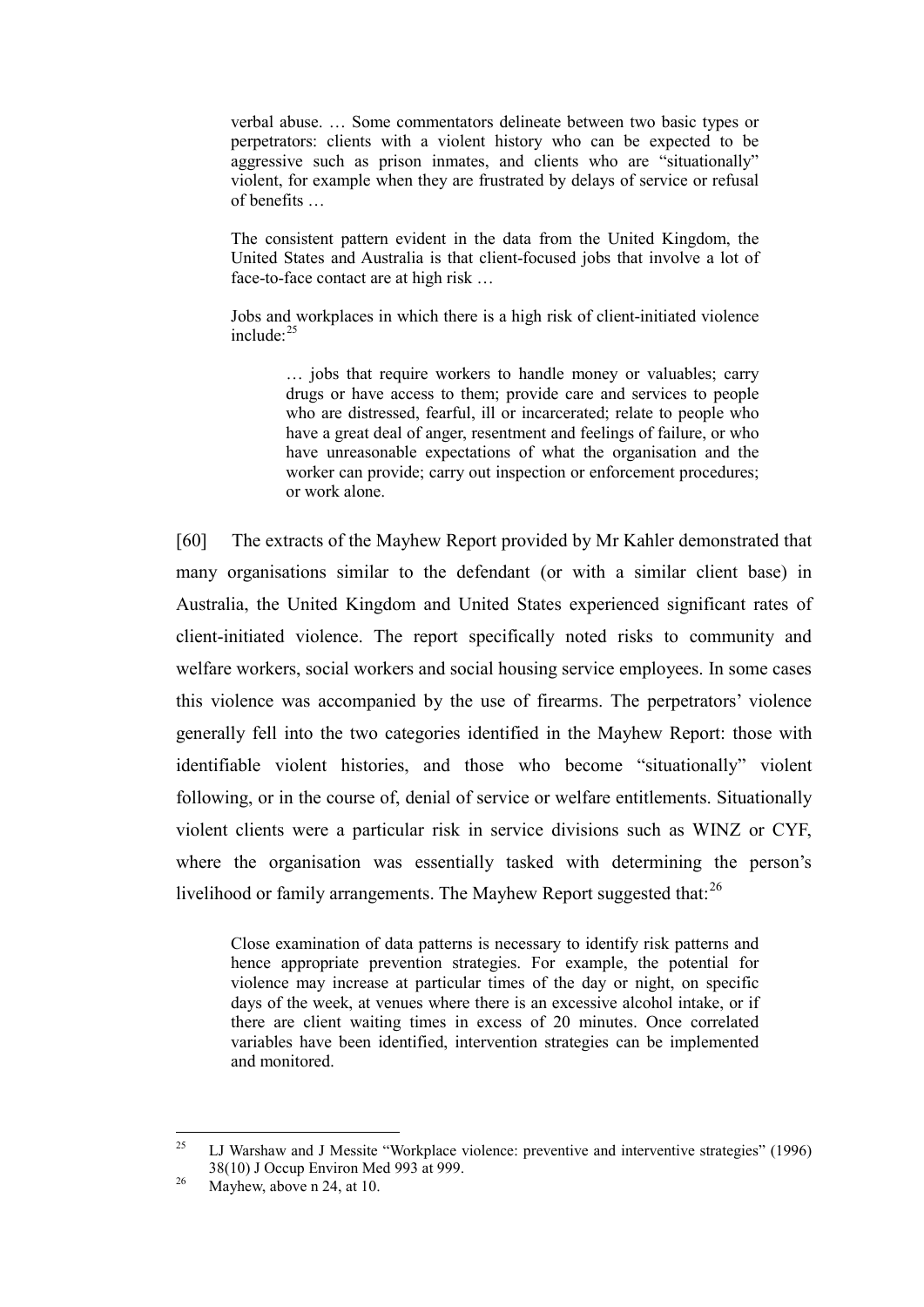> verbal abuse. … Some commentators delineate between two basic types or perpetrators: clients with a violent history who can be expected to be aggressive such as prison inmates, and clients who are "situationally" violent, for example when they are frustrated by delays of service or refusal of benefits …
>
> The consistent pattern evident in the data from the United Kingdom, the United States and Australia is that client-focused jobs that involve a lot of face-to-face contact are at high risk …
>
> Jobs and workplaces in which there is a high risk of client-initiated violence include:[25]
>
>> … jobs that require workers to handle money or valuables; carry drugs or have access to them; provide care and services to people who are distressed, fearful, ill or incarcerated; relate to people who have a great deal of anger, resentment and feelings of failure, or who have unreasonable expectations of what the organisation and the worker can provide; carry out inspection or enforcement procedures; or work alone.

[60] The extracts of the Mayhew Report provided by Mr Kahler demonstrated that many organisations similar to the defendant (or with a similar client base) in Australia, the United Kingdom and United States experienced significant rates of client-initiated violence. The report specifically noted risks to community and welfare workers, social workers and social housing service employees. In some cases this violence was accompanied by the use of firearms. The perpetrators' violence generally fell into the two categories identified in the Mayhew Report: those with identifiable violent histories, and those who become "situationally" violent following, or in the course of, denial of service or welfare entitlements. Situationally violent clients were a particular risk in service divisions such as WINZ or CYF, where the organisation was essentially tasked with determining the person's livelihood or family arrangements. The Mayhew Report suggested that:[26]

> Close examination of data patterns is necessary to identify risk patterns and hence appropriate prevention strategies. For example, the potential for violence may increase at particular times of the day or night, on specific days of the week, at venues where there is an excessive alcohol intake, or if there are client waiting times in excess of 20 minutes. Once correlated variables have been identified, intervention strategies can be implemented and monitored.

---

[25] LJ Warshaw and J Messite "Workplace violence: preventive and interventive strategies" (1996) 38(10) J Occup Environ Med 993 at 999.

[26] Mayhew, above n 24, at 10.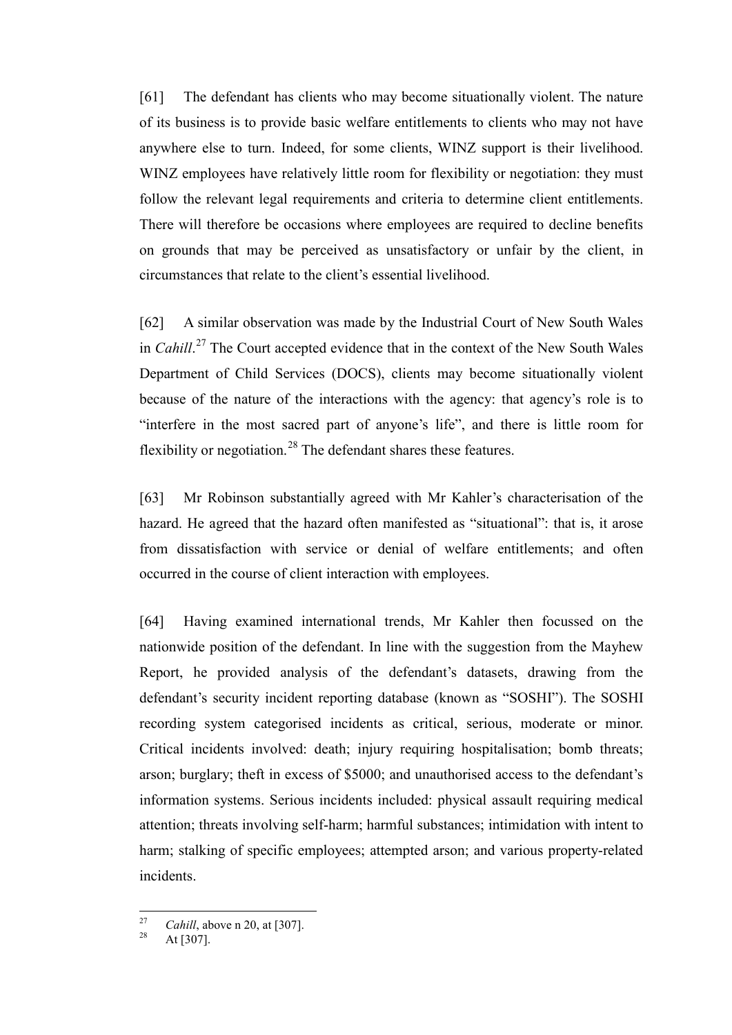[61] The defendant has clients who may become situationally violent. The nature of its business is to provide basic welfare entitlements to clients who may not have anywhere else to turn. Indeed, for some clients, WINZ support is their livelihood. WINZ employees have relatively little room for flexibility or negotiation: they must follow the relevant legal requirements and criteria to determine client entitlements. There will therefore be occasions where employees are required to decline benefits on grounds that may be perceived as unsatisfactory or unfair by the client, in circumstances that relate to the client's essential livelihood.

[62] A similar observation was made by the Industrial Court of New South Wales in *Cahill*.[27] The Court accepted evidence that in the context of the New South Wales Department of Child Services (DOCS), clients may become situationally violent because of the nature of the interactions with the agency: that agency's role is to "interfere in the most sacred part of anyone's life", and there is little room for flexibility or negotiation.[28] The defendant shares these features.

[63] Mr Robinson substantially agreed with Mr Kahler's characterisation of the hazard. He agreed that the hazard often manifested as "situational": that is, it arose from dissatisfaction with service or denial of welfare entitlements; and often occurred in the course of client interaction with employees.

[64] Having examined international trends, Mr Kahler then focussed on the nationwide position of the defendant. In line with the suggestion from the Mayhew Report, he provided analysis of the defendant's datasets, drawing from the defendant's security incident reporting database (known as "SOSHI"). The SOSHI recording system categorised incidents as critical, serious, moderate or minor. Critical incidents involved: death; injury requiring hospitalisation; bomb threats; arson; burglary; theft in excess of $5000; and unauthorised access to the defendant's information systems. Serious incidents included: physical assault requiring medical attention; threats involving self-harm; harmful substances; intimidation with intent to harm; stalking of specific employees; attempted arson; and various property-related incidents.

---

[27] *Cahill*, above n 20, at [307].

[28] At [307].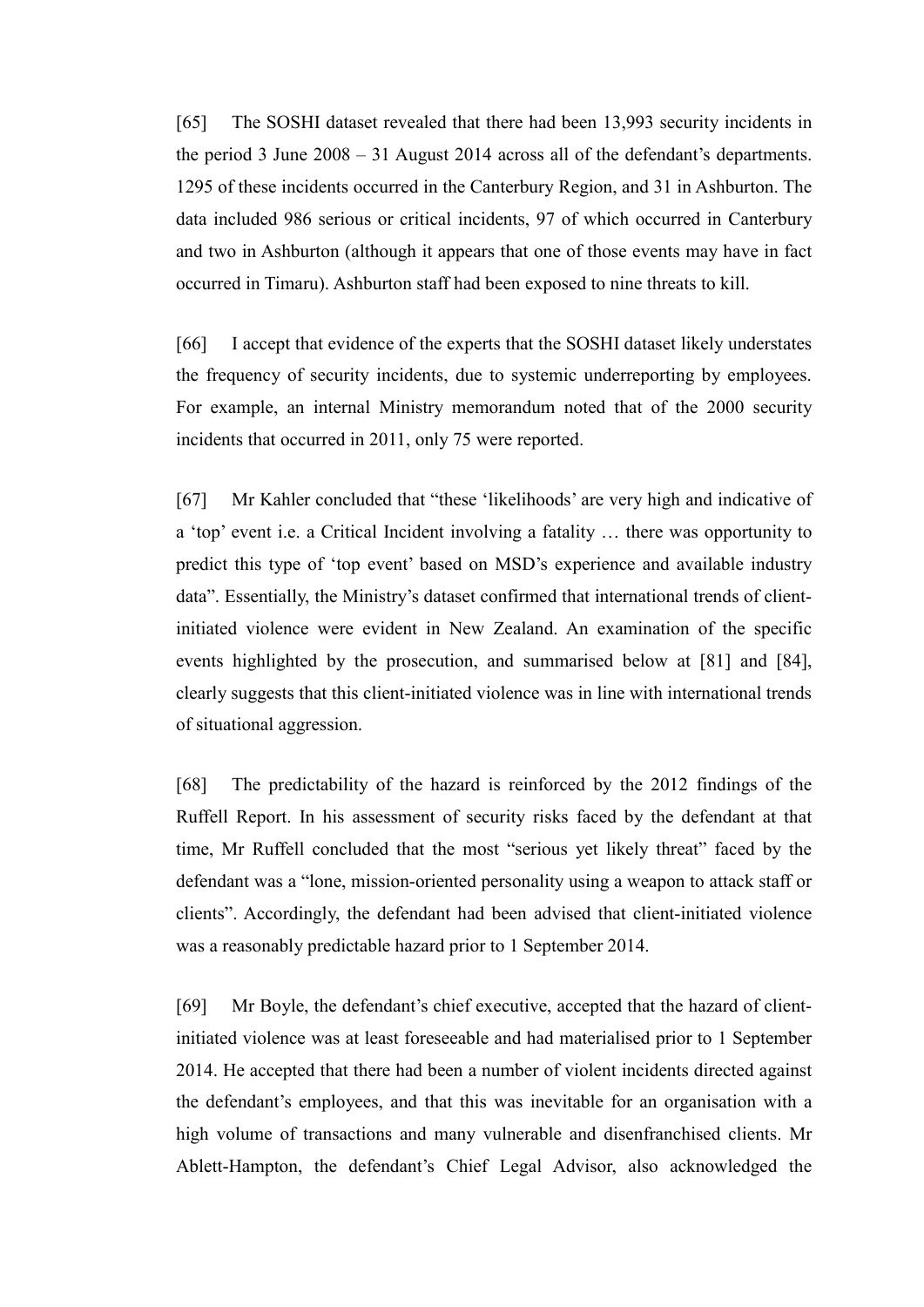[65] The SOSHI dataset revealed that there had been 13,993 security incidents in the period 3 June 2008 – 31 August 2014 across all of the defendant's departments. 1295 of these incidents occurred in the Canterbury Region, and 31 in Ashburton. The data included 986 serious or critical incidents, 97 of which occurred in Canterbury and two in Ashburton (although it appears that one of those events may have in fact occurred in Timaru). Ashburton staff had been exposed to nine threats to kill.

[66] I accept that evidence of the experts that the SOSHI dataset likely understates the frequency of security incidents, due to systemic underreporting by employees. For example, an internal Ministry memorandum noted that of the 2000 security incidents that occurred in 2011, only 75 were reported.

[67] Mr Kahler concluded that "these 'likelihoods' are very high and indicative of a 'top' event i.e. a Critical Incident involving a fatality … there was opportunity to predict this type of 'top event' based on MSD's experience and available industry data". Essentially, the Ministry's dataset confirmed that international trends of client-initiated violence were evident in New Zealand. An examination of the specific events highlighted by the prosecution, and summarised below at [81] and [84], clearly suggests that this client-initiated violence was in line with international trends of situational aggression.

[68] The predictability of the hazard is reinforced by the 2012 findings of the Ruffell Report. In his assessment of security risks faced by the defendant at that time, Mr Ruffell concluded that the most "serious yet likely threat" faced by the defendant was a "lone, mission-oriented personality using a weapon to attack staff or clients". Accordingly, the defendant had been advised that client-initiated violence was a reasonably predictable hazard prior to 1 September 2014.

[69] Mr Boyle, the defendant's chief executive, accepted that the hazard of client-initiated violence was at least foreseeable and had materialised prior to 1 September 2014. He accepted that there had been a number of violent incidents directed against the defendant's employees, and that this was inevitable for an organisation with a high volume of transactions and many vulnerable and disenfranchised clients. Mr Ablett-Hampton, the defendant's Chief Legal Advisor, also acknowledged the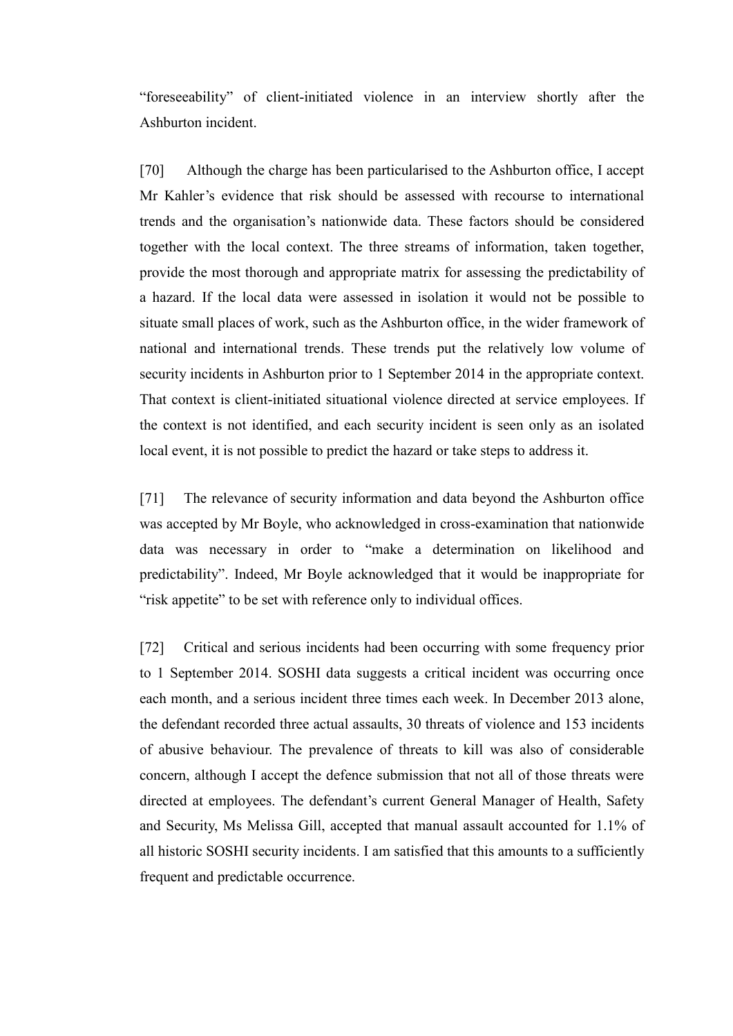"foreseeability" of client-initiated violence in an interview shortly after the Ashburton incident.

[70] Although the charge has been particularised to the Ashburton office, I accept Mr Kahler's evidence that risk should be assessed with recourse to international trends and the organisation's nationwide data. These factors should be considered together with the local context. The three streams of information, taken together, provide the most thorough and appropriate matrix for assessing the predictability of a hazard. If the local data were assessed in isolation it would not be possible to situate small places of work, such as the Ashburton office, in the wider framework of national and international trends. These trends put the relatively low volume of security incidents in Ashburton prior to 1 September 2014 in the appropriate context. That context is client-initiated situational violence directed at service employees. If the context is not identified, and each security incident is seen only as an isolated local event, it is not possible to predict the hazard or take steps to address it.

[71] The relevance of security information and data beyond the Ashburton office was accepted by Mr Boyle, who acknowledged in cross-examination that nationwide data was necessary in order to "make a determination on likelihood and predictability". Indeed, Mr Boyle acknowledged that it would be inappropriate for "risk appetite" to be set with reference only to individual offices.

[72] Critical and serious incidents had been occurring with some frequency prior to 1 September 2014. SOSHI data suggests a critical incident was occurring once each month, and a serious incident three times each week. In December 2013 alone, the defendant recorded three actual assaults, 30 threats of violence and 153 incidents of abusive behaviour. The prevalence of threats to kill was also of considerable concern, although I accept the defence submission that not all of those threats were directed at employees. The defendant's current General Manager of Health, Safety and Security, Ms Melissa Gill, accepted that manual assault accounted for 1.1% of all historic SOSHI security incidents. I am satisfied that this amounts to a sufficiently frequent and predictable occurrence.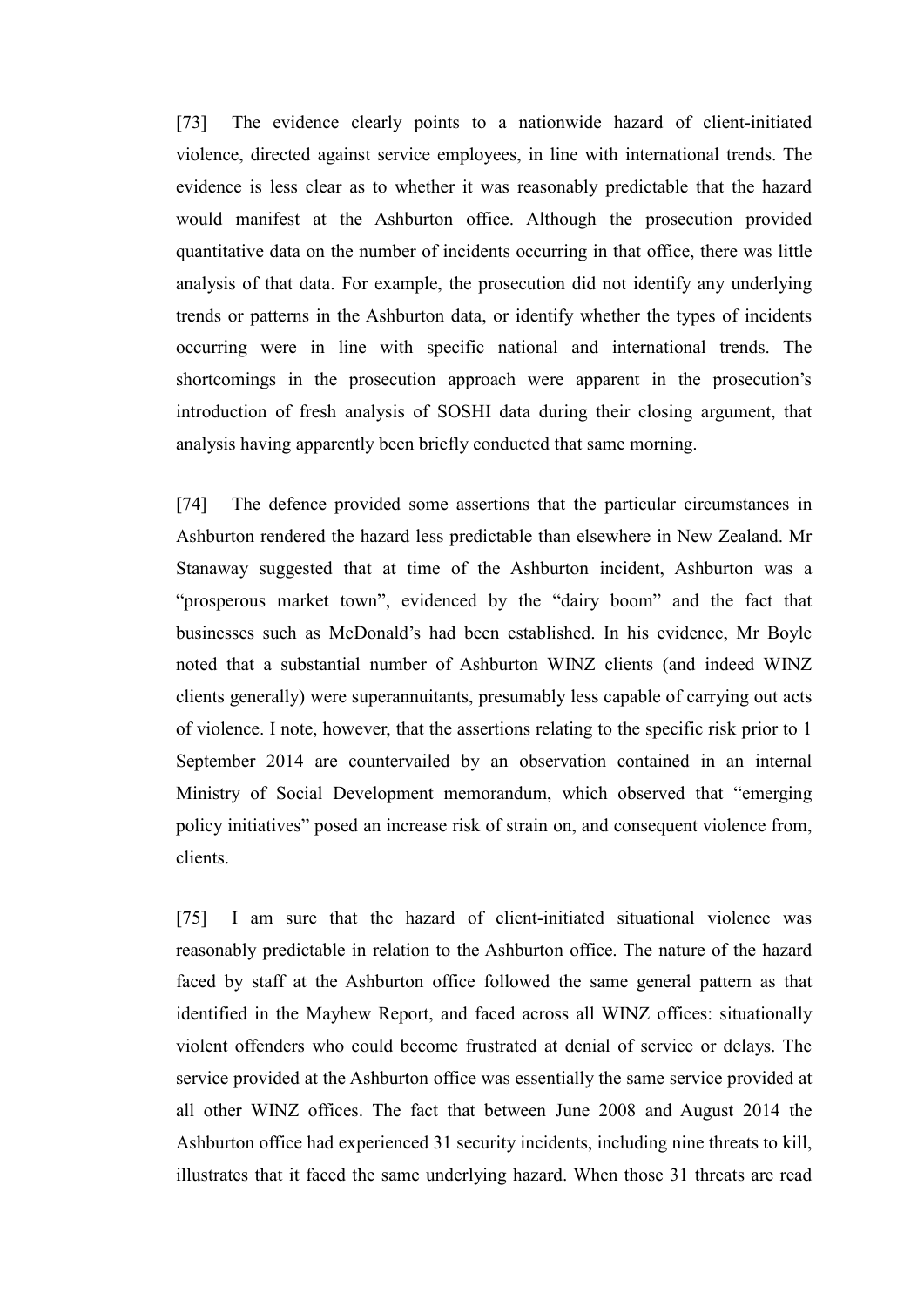[73] The evidence clearly points to a nationwide hazard of client-initiated violence, directed against service employees, in line with international trends. The evidence is less clear as to whether it was reasonably predictable that the hazard would manifest at the Ashburton office. Although the prosecution provided quantitative data on the number of incidents occurring in that office, there was little analysis of that data. For example, the prosecution did not identify any underlying trends or patterns in the Ashburton data, or identify whether the types of incidents occurring were in line with specific national and international trends. The shortcomings in the prosecution approach were apparent in the prosecution's introduction of fresh analysis of SOSHI data during their closing argument, that analysis having apparently been briefly conducted that same morning.

[74] The defence provided some assertions that the particular circumstances in Ashburton rendered the hazard less predictable than elsewhere in New Zealand. Mr Stanaway suggested that at time of the Ashburton incident, Ashburton was a "prosperous market town", evidenced by the "dairy boom" and the fact that businesses such as McDonald's had been established. In his evidence, Mr Boyle noted that a substantial number of Ashburton WINZ clients (and indeed WINZ clients generally) were superannuitants, presumably less capable of carrying out acts of violence. I note, however, that the assertions relating to the specific risk prior to 1 September 2014 are countervailed by an observation contained in an internal Ministry of Social Development memorandum, which observed that "emerging policy initiatives" posed an increase risk of strain on, and consequent violence from, clients.

[75] I am sure that the hazard of client-initiated situational violence was reasonably predictable in relation to the Ashburton office. The nature of the hazard faced by staff at the Ashburton office followed the same general pattern as that identified in the Mayhew Report, and faced across all WINZ offices: situationally violent offenders who could become frustrated at denial of service or delays. The service provided at the Ashburton office was essentially the same service provided at all other WINZ offices. The fact that between June 2008 and August 2014 the Ashburton office had experienced 31 security incidents, including nine threats to kill, illustrates that it faced the same underlying hazard. When those 31 threats are read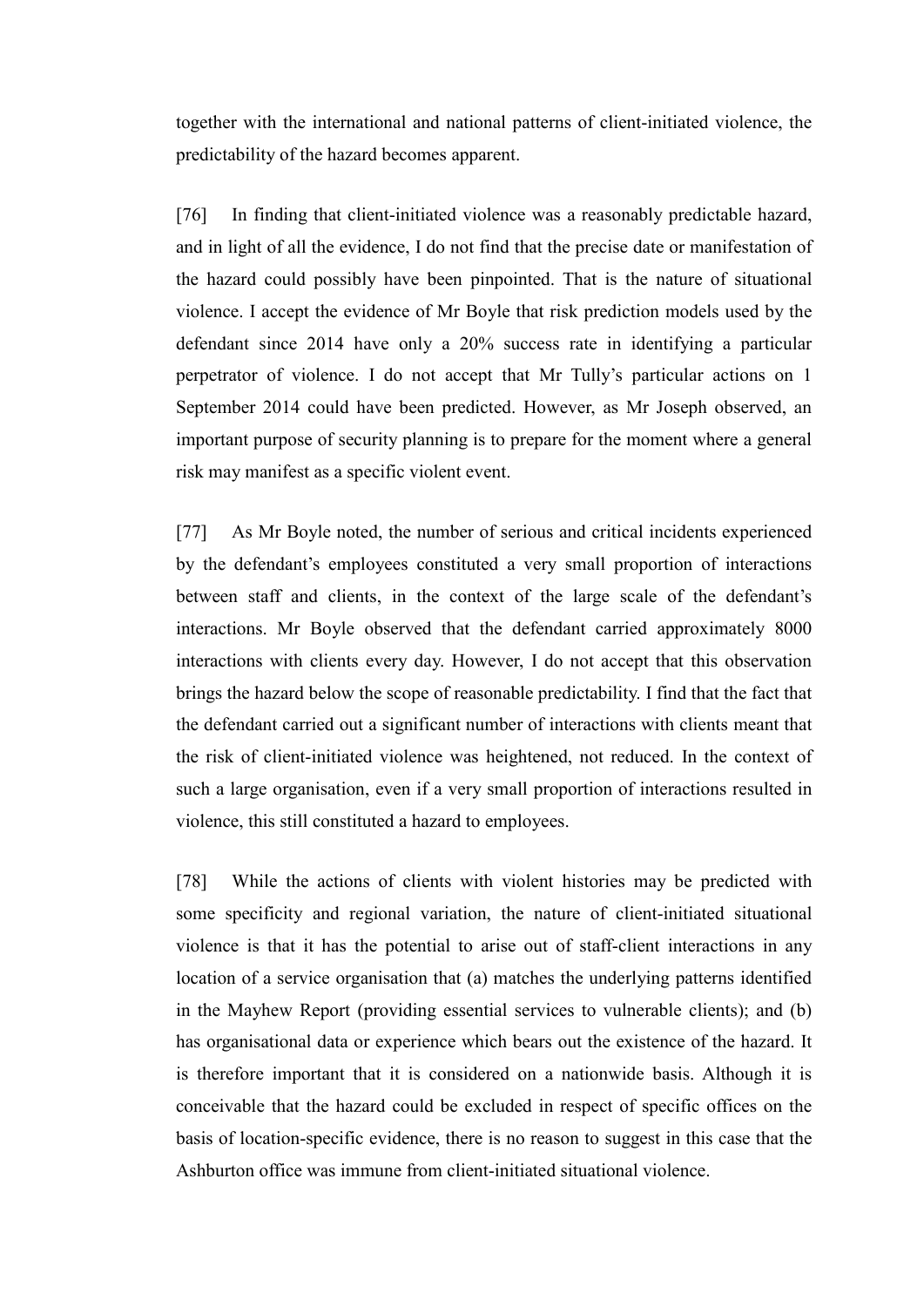together with the international and national patterns of client-initiated violence, the predictability of the hazard becomes apparent.

[76] In finding that client-initiated violence was a reasonably predictable hazard, and in light of all the evidence, I do not find that the precise date or manifestation of the hazard could possibly have been pinpointed. That is the nature of situational violence. I accept the evidence of Mr Boyle that risk prediction models used by the defendant since 2014 have only a 20% success rate in identifying a particular perpetrator of violence. I do not accept that Mr Tully's particular actions on 1 September 2014 could have been predicted. However, as Mr Joseph observed, an important purpose of security planning is to prepare for the moment where a general risk may manifest as a specific violent event.

[77] As Mr Boyle noted, the number of serious and critical incidents experienced by the defendant's employees constituted a very small proportion of interactions between staff and clients, in the context of the large scale of the defendant's interactions. Mr Boyle observed that the defendant carried approximately 8000 interactions with clients every day. However, I do not accept that this observation brings the hazard below the scope of reasonable predictability. I find that the fact that the defendant carried out a significant number of interactions with clients meant that the risk of client-initiated violence was heightened, not reduced. In the context of such a large organisation, even if a very small proportion of interactions resulted in violence, this still constituted a hazard to employees.

[78] While the actions of clients with violent histories may be predicted with some specificity and regional variation, the nature of client-initiated situational violence is that it has the potential to arise out of staff-client interactions in any location of a service organisation that (a) matches the underlying patterns identified in the Mayhew Report (providing essential services to vulnerable clients); and (b) has organisational data or experience which bears out the existence of the hazard. It is therefore important that it is considered on a nationwide basis. Although it is conceivable that the hazard could be excluded in respect of specific offices on the basis of location-specific evidence, there is no reason to suggest in this case that the Ashburton office was immune from client-initiated situational violence.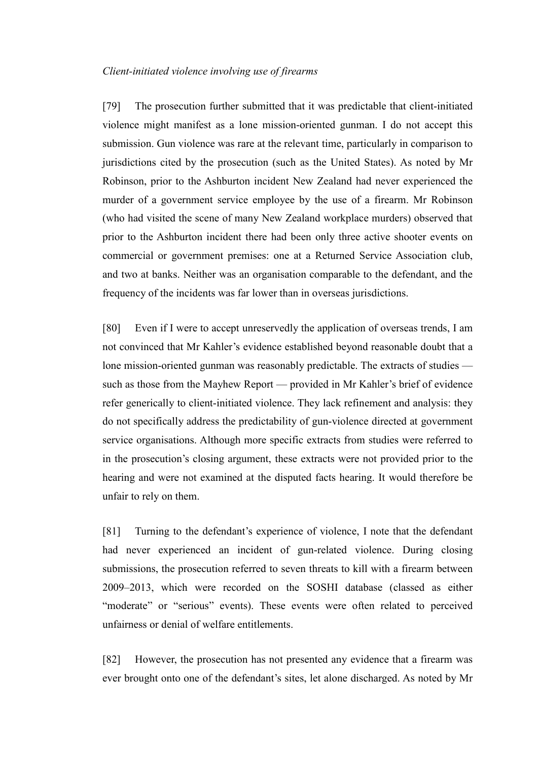*Client-initiated violence involving use of firearms*

[79] The prosecution further submitted that it was predictable that client-initiated violence might manifest as a lone mission-oriented gunman. I do not accept this submission. Gun violence was rare at the relevant time, particularly in comparison to jurisdictions cited by the prosecution (such as the United States). As noted by Mr Robinson, prior to the Ashburton incident New Zealand had never experienced the murder of a government service employee by the use of a firearm. Mr Robinson (who had visited the scene of many New Zealand workplace murders) observed that prior to the Ashburton incident there had been only three active shooter events on commercial or government premises: one at a Returned Service Association club, and two at banks. Neither was an organisation comparable to the defendant, and the frequency of the incidents was far lower than in overseas jurisdictions.

[80] Even if I were to accept unreservedly the application of overseas trends, I am not convinced that Mr Kahler's evidence established beyond reasonable doubt that a lone mission-oriented gunman was reasonably predictable. The extracts of studies — such as those from the Mayhew Report — provided in Mr Kahler's brief of evidence refer generically to client-initiated violence. They lack refinement and analysis: they do not specifically address the predictability of gun-violence directed at government service organisations. Although more specific extracts from studies were referred to in the prosecution's closing argument, these extracts were not provided prior to the hearing and were not examined at the disputed facts hearing. It would therefore be unfair to rely on them.

[81] Turning to the defendant's experience of violence, I note that the defendant had never experienced an incident of gun-related violence. During closing submissions, the prosecution referred to seven threats to kill with a firearm between 2009–2013, which were recorded on the SOSHI database (classed as either "moderate" or "serious" events). These events were often related to perceived unfairness or denial of welfare entitlements.

[82] However, the prosecution has not presented any evidence that a firearm was ever brought onto one of the defendant's sites, let alone discharged. As noted by Mr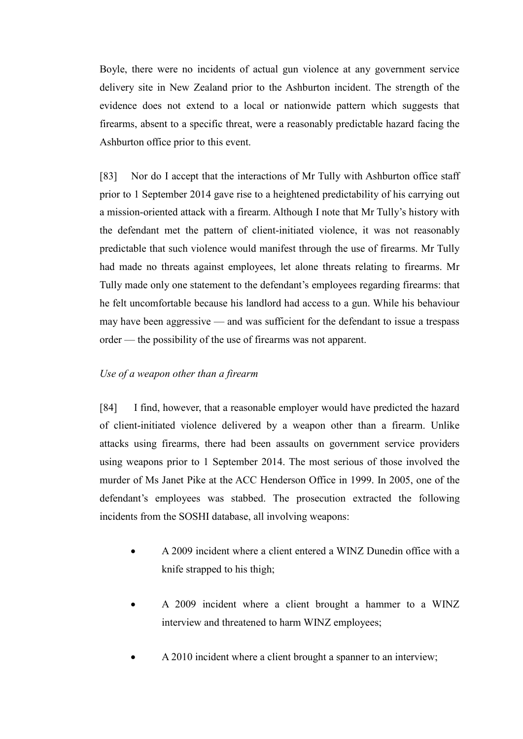Boyle, there were no incidents of actual gun violence at any government service delivery site in New Zealand prior to the Ashburton incident. The strength of the evidence does not extend to a local or nationwide pattern which suggests that firearms, absent to a specific threat, were a reasonably predictable hazard facing the Ashburton office prior to this event.

[83] Nor do I accept that the interactions of Mr Tully with Ashburton office staff prior to 1 September 2014 gave rise to a heightened predictability of his carrying out a mission-oriented attack with a firearm. Although I note that Mr Tully's history with the defendant met the pattern of client-initiated violence, it was not reasonably predictable that such violence would manifest through the use of firearms. Mr Tully had made no threats against employees, let alone threats relating to firearms. Mr Tully made only one statement to the defendant's employees regarding firearms: that he felt uncomfortable because his landlord had access to a gun. While his behaviour may have been aggressive — and was sufficient for the defendant to issue a trespass order — the possibility of the use of firearms was not apparent.

*Use of a weapon other than a firearm*

[84] I find, however, that a reasonable employer would have predicted the hazard of client-initiated violence delivered by a weapon other than a firearm. Unlike attacks using firearms, there had been assaults on government service providers using weapons prior to 1 September 2014. The most serious of those involved the murder of Ms Janet Pike at the ACC Henderson Office in 1999. In 2005, one of the defendant's employees was stabbed. The prosecution extracted the following incidents from the SOSHI database, all involving weapons:

- A 2009 incident where a client entered a WINZ Dunedin office with a knife strapped to his thigh;
- A 2009 incident where a client brought a hammer to a WINZ interview and threatened to harm WINZ employees;
- A 2010 incident where a client brought a spanner to an interview;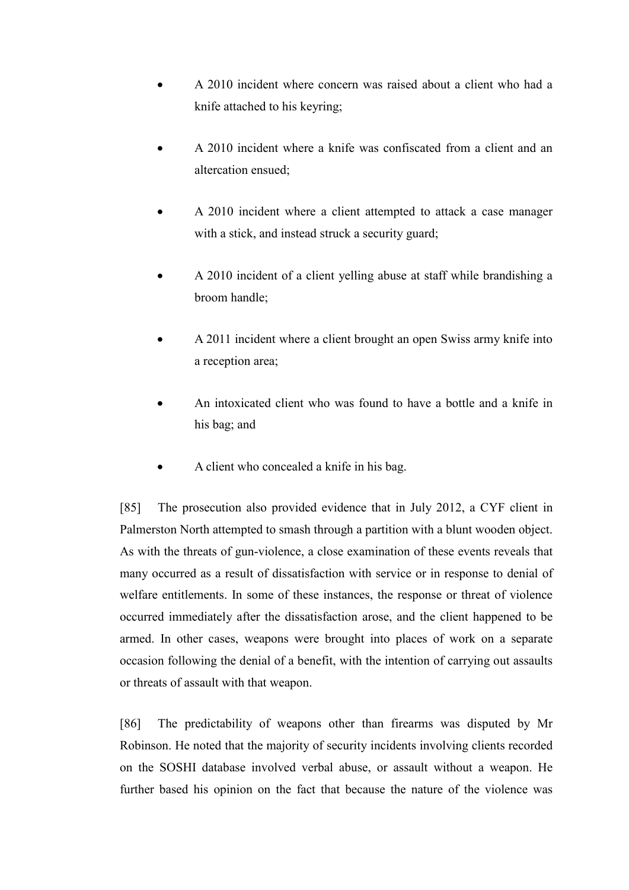- A 2010 incident where concern was raised about a client who had a knife attached to his keyring;
- A 2010 incident where a knife was confiscated from a client and an altercation ensued;
- A 2010 incident where a client attempted to attack a case manager with a stick, and instead struck a security guard;
- A 2010 incident of a client yelling abuse at staff while brandishing a broom handle;
- A 2011 incident where a client brought an open Swiss army knife into a reception area;
- An intoxicated client who was found to have a bottle and a knife in his bag; and
- A client who concealed a knife in his bag.

[85] The prosecution also provided evidence that in July 2012, a CYF client in Palmerston North attempted to smash through a partition with a blunt wooden object. As with the threats of gun-violence, a close examination of these events reveals that many occurred as a result of dissatisfaction with service or in response to denial of welfare entitlements. In some of these instances, the response or threat of violence occurred immediately after the dissatisfaction arose, and the client happened to be armed. In other cases, weapons were brought into places of work on a separate occasion following the denial of a benefit, with the intention of carrying out assaults or threats of assault with that weapon.

[86] The predictability of weapons other than firearms was disputed by Mr Robinson. He noted that the majority of security incidents involving clients recorded on the SOSHI database involved verbal abuse, or assault without a weapon. He further based his opinion on the fact that because the nature of the violence was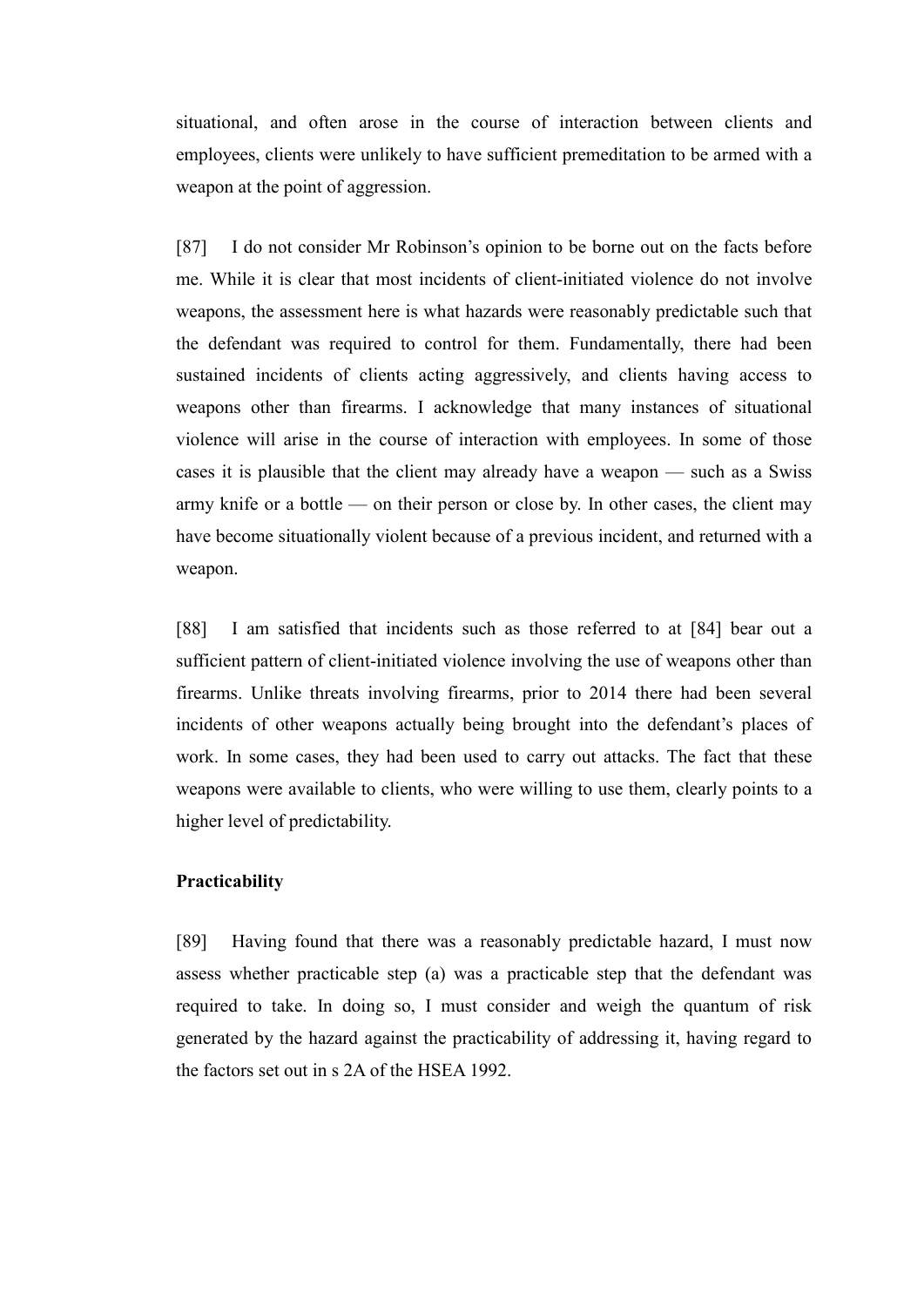situational, and often arose in the course of interaction between clients and employees, clients were unlikely to have sufficient premeditation to be armed with a weapon at the point of aggression.

[87] I do not consider Mr Robinson's opinion to be borne out on the facts before me. While it is clear that most incidents of client-initiated violence do not involve weapons, the assessment here is what hazards were reasonably predictable such that the defendant was required to control for them. Fundamentally, there had been sustained incidents of clients acting aggressively, and clients having access to weapons other than firearms. I acknowledge that many instances of situational violence will arise in the course of interaction with employees. In some of those cases it is plausible that the client may already have a weapon — such as a Swiss army knife or a bottle — on their person or close by. In other cases, the client may have become situationally violent because of a previous incident, and returned with a weapon.

[88] I am satisfied that incidents such as those referred to at [84] bear out a sufficient pattern of client-initiated violence involving the use of weapons other than firearms. Unlike threats involving firearms, prior to 2014 there had been several incidents of other weapons actually being brought into the defendant's places of work. In some cases, they had been used to carry out attacks. The fact that these weapons were available to clients, who were willing to use them, clearly points to a higher level of predictability.

**Practicability**

[89] Having found that there was a reasonably predictable hazard, I must now assess whether practicable step (a) was a practicable step that the defendant was required to take. In doing so, I must consider and weigh the quantum of risk generated by the hazard against the practicability of addressing it, having regard to the factors set out in s 2A of the HSEA 1992.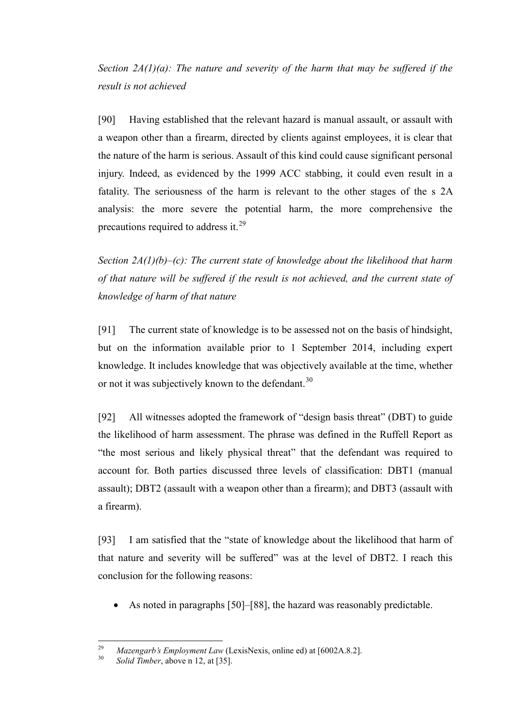*Section 2A(1)(a): The nature and severity of the harm that may be suffered if the result is not achieved*

[90] Having established that the relevant hazard is manual assault, or assault with a weapon other than a firearm, directed by clients against employees, it is clear that the nature of the harm is serious. Assault of this kind could cause significant personal injury. Indeed, as evidenced by the 1999 ACC stabbing, it could even result in a fatality. The seriousness of the harm is relevant to the other stages of the s 2A analysis: the more severe the potential harm, the more comprehensive the precautions required to address it.[29]

*Section 2A(1)(b)–(c): The current state of knowledge about the likelihood that harm of that nature will be suffered if the result is not achieved, and the current state of knowledge of harm of that nature*

[91] The current state of knowledge is to be assessed not on the basis of hindsight, but on the information available prior to 1 September 2014, including expert knowledge. It includes knowledge that was objectively available at the time, whether or not it was subjectively known to the defendant.[30]

[92] All witnesses adopted the framework of "design basis threat" (DBT) to guide the likelihood of harm assessment. The phrase was defined in the Ruffell Report as "the most serious and likely physical threat" that the defendant was required to account for. Both parties discussed three levels of classification: DBT1 (manual assault); DBT2 (assault with a weapon other than a firearm); and DBT3 (assault with a firearm).

[93] I am satisfied that the "state of knowledge about the likelihood that harm of that nature and severity will be suffered" was at the level of DBT2. I reach this conclusion for the following reasons:

- As noted in paragraphs [50]–[88], the hazard was reasonably predictable.

---

[29] *Mazengarb's Employment Law* (LexisNexis, online ed) at [6002A.8.2].

[30] *Solid Timber*, above n 12, at [35].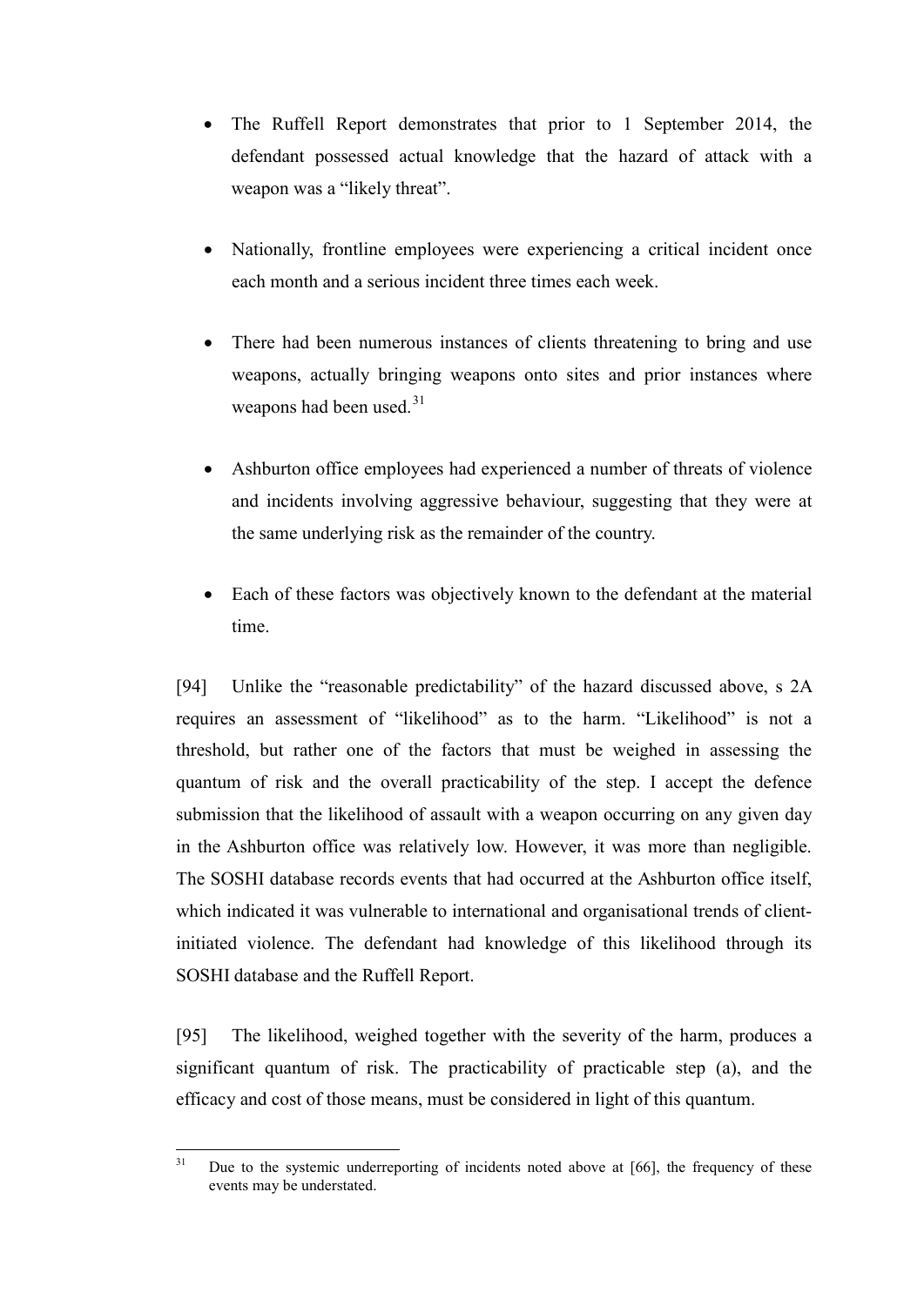- The Ruffell Report demonstrates that prior to 1 September 2014, the defendant possessed actual knowledge that the hazard of attack with a weapon was a "likely threat".

- Nationally, frontline employees were experiencing a critical incident once each month and a serious incident three times each week.

- There had been numerous instances of clients threatening to bring and use weapons, actually bringing weapons onto sites and prior instances where weapons had been used.[31]

- Ashburton office employees had experienced a number of threats of violence and incidents involving aggressive behaviour, suggesting that they were at the same underlying risk as the remainder of the country.

- Each of these factors was objectively known to the defendant at the material time.

[94] Unlike the "reasonable predictability" of the hazard discussed above, s 2A requires an assessment of "likelihood" as to the harm. "Likelihood" is not a threshold, but rather one of the factors that must be weighed in assessing the quantum of risk and the overall practicability of the step. I accept the defence submission that the likelihood of assault with a weapon occurring on any given day in the Ashburton office was relatively low. However, it was more than negligible. The SOSHI database records events that had occurred at the Ashburton office itself, which indicated it was vulnerable to international and organisational trends of client-initiated violence. The defendant had knowledge of this likelihood through its SOSHI database and the Ruffell Report.

[95] The likelihood, weighed together with the severity of the harm, produces a significant quantum of risk. The practicability of practicable step (a), and the efficacy and cost of those means, must be considered in light of this quantum.

---

[31] Due to the systemic underreporting of incidents noted above at [66], the frequency of these events may be understated.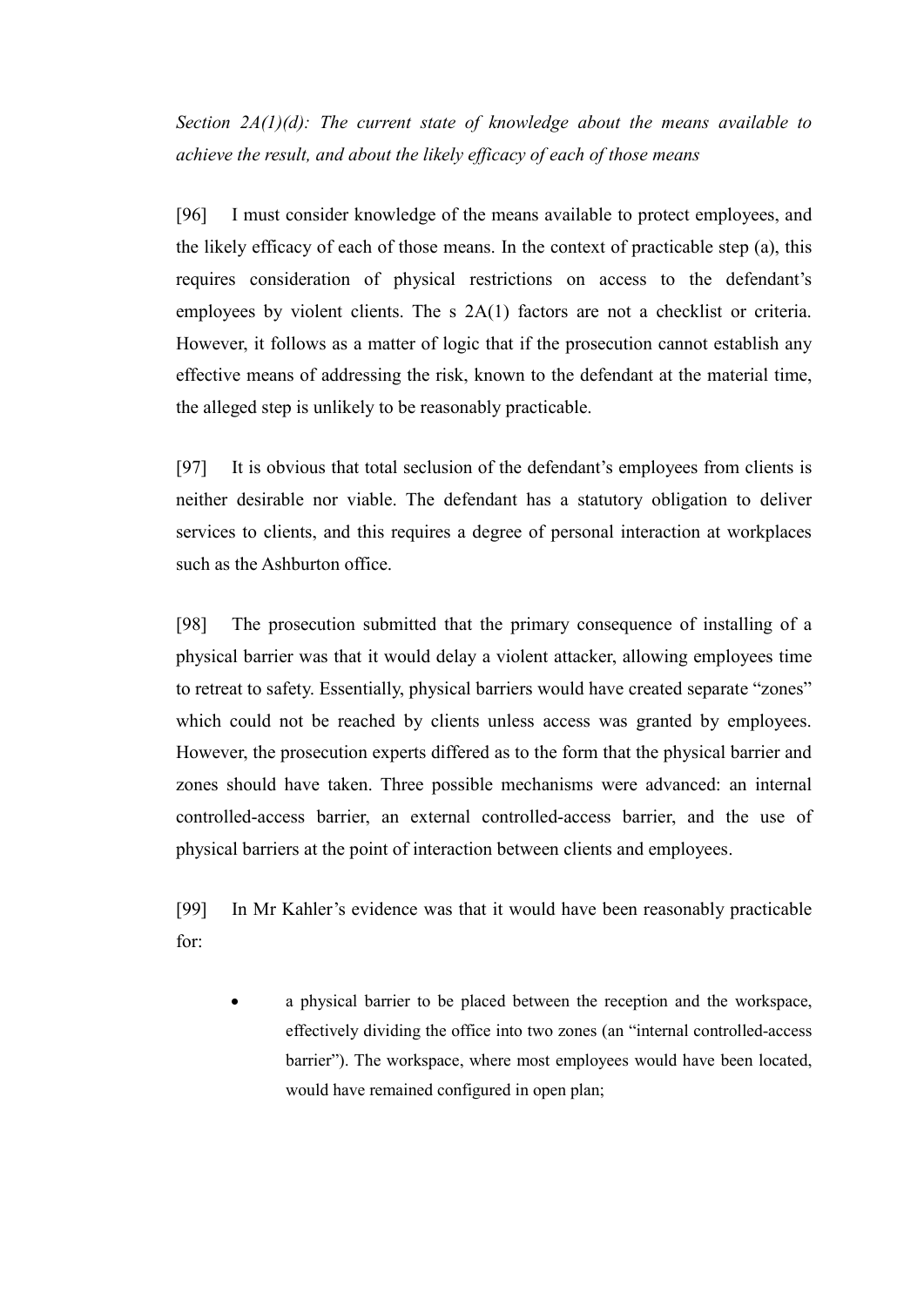*Section 2A(1)(d): The current state of knowledge about the means available to achieve the result, and about the likely efficacy of each of those means*

[96] I must consider knowledge of the means available to protect employees, and the likely efficacy of each of those means. In the context of practicable step (a), this requires consideration of physical restrictions on access to the defendant's employees by violent clients. The s 2A(1) factors are not a checklist or criteria. However, it follows as a matter of logic that if the prosecution cannot establish any effective means of addressing the risk, known to the defendant at the material time, the alleged step is unlikely to be reasonably practicable.

[97] It is obvious that total seclusion of the defendant's employees from clients is neither desirable nor viable. The defendant has a statutory obligation to deliver services to clients, and this requires a degree of personal interaction at workplaces such as the Ashburton office.

[98] The prosecution submitted that the primary consequence of installing of a physical barrier was that it would delay a violent attacker, allowing employees time to retreat to safety. Essentially, physical barriers would have created separate "zones" which could not be reached by clients unless access was granted by employees. However, the prosecution experts differed as to the form that the physical barrier and zones should have taken. Three possible mechanisms were advanced: an internal controlled-access barrier, an external controlled-access barrier, and the use of physical barriers at the point of interaction between clients and employees.

[99] In Mr Kahler's evidence was that it would have been reasonably practicable for:

- a physical barrier to be placed between the reception and the workspace, effectively dividing the office into two zones (an "internal controlled-access barrier"). The workspace, where most employees would have been located, would have remained configured in open plan;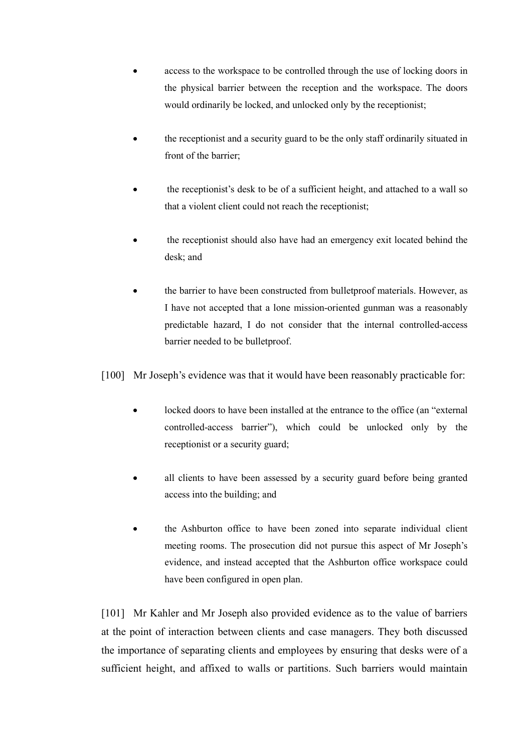- access to the workspace to be controlled through the use of locking doors in the physical barrier between the reception and the workspace. The doors would ordinarily be locked, and unlocked only by the receptionist;

- the receptionist and a security guard to be the only staff ordinarily situated in front of the barrier;

- the receptionist's desk to be of a sufficient height, and attached to a wall so that a violent client could not reach the receptionist;

- the receptionist should also have had an emergency exit located behind the desk; and

- the barrier to have been constructed from bulletproof materials. However, as I have not accepted that a lone mission-oriented gunman was a reasonably predictable hazard, I do not consider that the internal controlled-access barrier needed to be bulletproof.

[100] Mr Joseph's evidence was that it would have been reasonably practicable for:

- locked doors to have been installed at the entrance to the office (an "external controlled-access barrier"), which could be unlocked only by the receptionist or a security guard;

- all clients to have been assessed by a security guard before being granted access into the building; and

- the Ashburton office to have been zoned into separate individual client meeting rooms. The prosecution did not pursue this aspect of Mr Joseph's evidence, and instead accepted that the Ashburton office workspace could have been configured in open plan.

[101] Mr Kahler and Mr Joseph also provided evidence as to the value of barriers at the point of interaction between clients and case managers. They both discussed the importance of separating clients and employees by ensuring that desks were of a sufficient height, and affixed to walls or partitions. Such barriers would maintain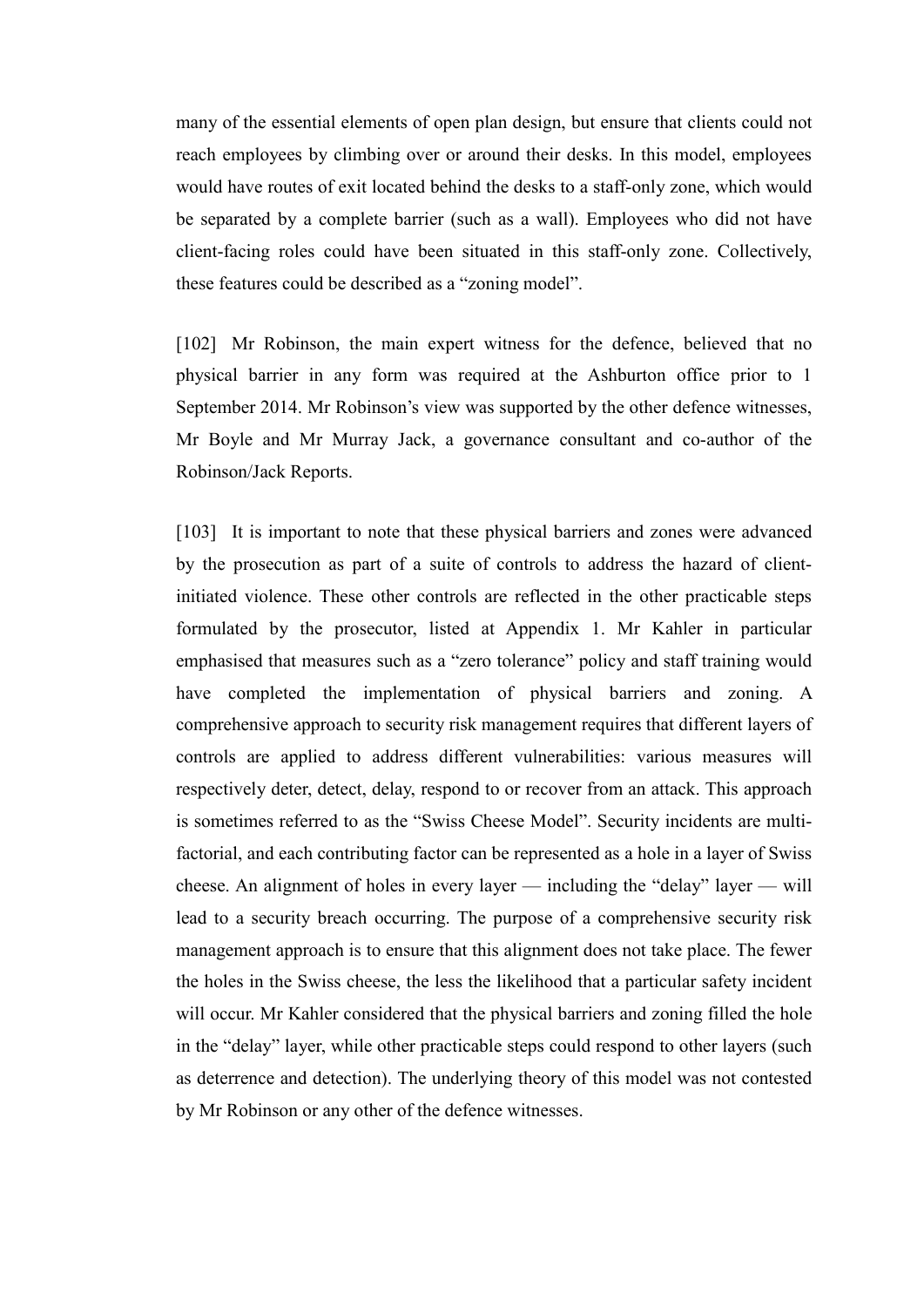many of the essential elements of open plan design, but ensure that clients could not reach employees by climbing over or around their desks. In this model, employees would have routes of exit located behind the desks to a staff-only zone, which would be separated by a complete barrier (such as a wall). Employees who did not have client-facing roles could have been situated in this staff-only zone. Collectively, these features could be described as a "zoning model".

[102] Mr Robinson, the main expert witness for the defence, believed that no physical barrier in any form was required at the Ashburton office prior to 1 September 2014. Mr Robinson's view was supported by the other defence witnesses, Mr Boyle and Mr Murray Jack, a governance consultant and co-author of the Robinson/Jack Reports.

[103] It is important to note that these physical barriers and zones were advanced by the prosecution as part of a suite of controls to address the hazard of client-initiated violence. These other controls are reflected in the other practicable steps formulated by the prosecutor, listed at Appendix 1. Mr Kahler in particular emphasised that measures such as a "zero tolerance" policy and staff training would have completed the implementation of physical barriers and zoning. A comprehensive approach to security risk management requires that different layers of controls are applied to address different vulnerabilities: various measures will respectively deter, detect, delay, respond to or recover from an attack. This approach is sometimes referred to as the "Swiss Cheese Model". Security incidents are multi-factorial, and each contributing factor can be represented as a hole in a layer of Swiss cheese. An alignment of holes in every layer — including the "delay" layer — will lead to a security breach occurring. The purpose of a comprehensive security risk management approach is to ensure that this alignment does not take place. The fewer the holes in the Swiss cheese, the less the likelihood that a particular safety incident will occur. Mr Kahler considered that the physical barriers and zoning filled the hole in the "delay" layer, while other practicable steps could respond to other layers (such as deterrence and detection). The underlying theory of this model was not contested by Mr Robinson or any other of the defence witnesses.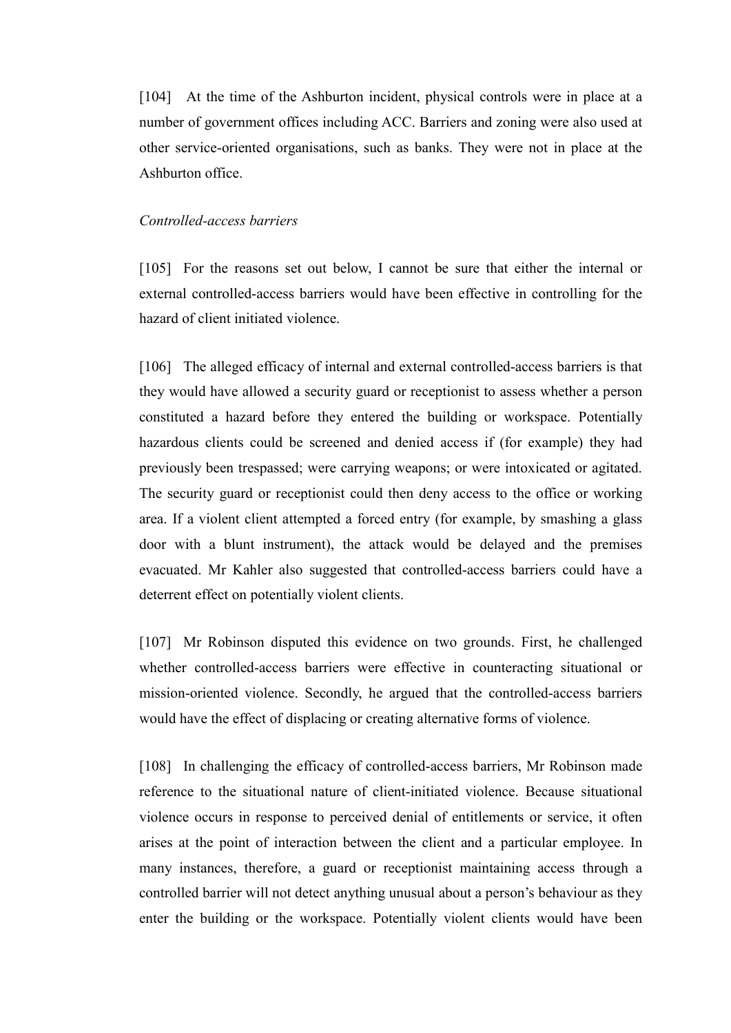[104] At the time of the Ashburton incident, physical controls were in place at a number of government offices including ACC. Barriers and zoning were also used at other service-oriented organisations, such as banks. They were not in place at the Ashburton office.

*Controlled-access barriers*

[105] For the reasons set out below, I cannot be sure that either the internal or external controlled-access barriers would have been effective in controlling for the hazard of client initiated violence.

[106] The alleged efficacy of internal and external controlled-access barriers is that they would have allowed a security guard or receptionist to assess whether a person constituted a hazard before they entered the building or workspace. Potentially hazardous clients could be screened and denied access if (for example) they had previously been trespassed; were carrying weapons; or were intoxicated or agitated. The security guard or receptionist could then deny access to the office or working area. If a violent client attempted a forced entry (for example, by smashing a glass door with a blunt instrument), the attack would be delayed and the premises evacuated. Mr Kahler also suggested that controlled-access barriers could have a deterrent effect on potentially violent clients.

[107] Mr Robinson disputed this evidence on two grounds. First, he challenged whether controlled-access barriers were effective in counteracting situational or mission-oriented violence. Secondly, he argued that the controlled-access barriers would have the effect of displacing or creating alternative forms of violence.

[108] In challenging the efficacy of controlled-access barriers, Mr Robinson made reference to the situational nature of client-initiated violence. Because situational violence occurs in response to perceived denial of entitlements or service, it often arises at the point of interaction between the client and a particular employee. In many instances, therefore, a guard or receptionist maintaining access through a controlled barrier will not detect anything unusual about a person's behaviour as they enter the building or the workspace. Potentially violent clients would have been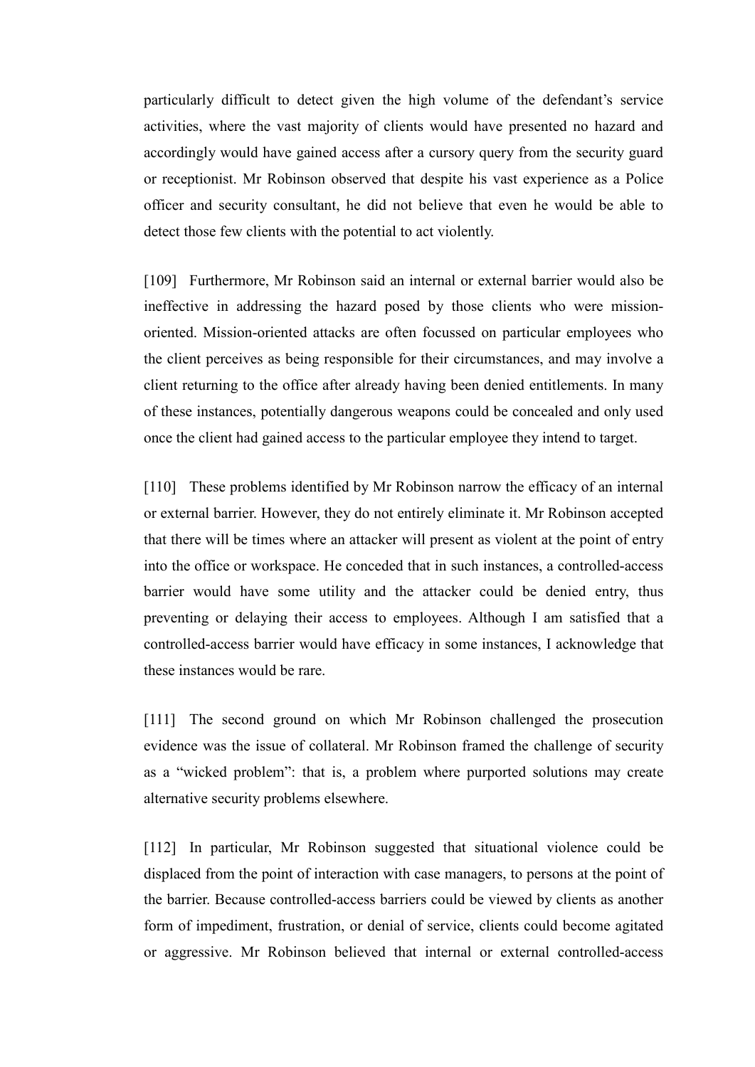particularly difficult to detect given the high volume of the defendant's service activities, where the vast majority of clients would have presented no hazard and accordingly would have gained access after a cursory query from the security guard or receptionist. Mr Robinson observed that despite his vast experience as a Police officer and security consultant, he did not believe that even he would be able to detect those few clients with the potential to act violently.

[109] Furthermore, Mr Robinson said an internal or external barrier would also be ineffective in addressing the hazard posed by those clients who were mission-oriented. Mission-oriented attacks are often focussed on particular employees who the client perceives as being responsible for their circumstances, and may involve a client returning to the office after already having been denied entitlements. In many of these instances, potentially dangerous weapons could be concealed and only used once the client had gained access to the particular employee they intend to target.

[110] These problems identified by Mr Robinson narrow the efficacy of an internal or external barrier. However, they do not entirely eliminate it. Mr Robinson accepted that there will be times where an attacker will present as violent at the point of entry into the office or workspace. He conceded that in such instances, a controlled-access barrier would have some utility and the attacker could be denied entry, thus preventing or delaying their access to employees. Although I am satisfied that a controlled-access barrier would have efficacy in some instances, I acknowledge that these instances would be rare.

[111] The second ground on which Mr Robinson challenged the prosecution evidence was the issue of collateral. Mr Robinson framed the challenge of security as a "wicked problem": that is, a problem where purported solutions may create alternative security problems elsewhere.

[112] In particular, Mr Robinson suggested that situational violence could be displaced from the point of interaction with case managers, to persons at the point of the barrier. Because controlled-access barriers could be viewed by clients as another form of impediment, frustration, or denial of service, clients could become agitated or aggressive. Mr Robinson believed that internal or external controlled-access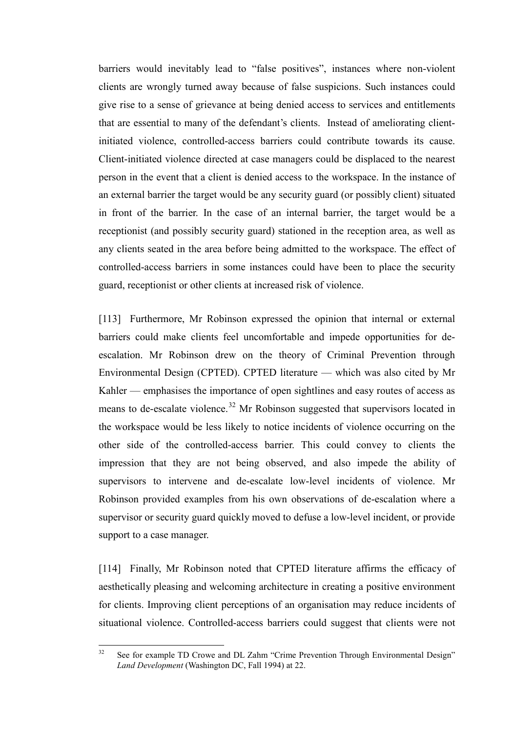barriers would inevitably lead to "false positives", instances where non-violent clients are wrongly turned away because of false suspicions. Such instances could give rise to a sense of grievance at being denied access to services and entitlements that are essential to many of the defendant's clients. Instead of ameliorating client-initiated violence, controlled-access barriers could contribute towards its cause. Client-initiated violence directed at case managers could be displaced to the nearest person in the event that a client is denied access to the workspace. In the instance of an external barrier the target would be any security guard (or possibly client) situated in front of the barrier. In the case of an internal barrier, the target would be a receptionist (and possibly security guard) stationed in the reception area, as well as any clients seated in the area before being admitted to the workspace. The effect of controlled-access barriers in some instances could have been to place the security guard, receptionist or other clients at increased risk of violence.

[113] Furthermore, Mr Robinson expressed the opinion that internal or external barriers could make clients feel uncomfortable and impede opportunities for de-escalation. Mr Robinson drew on the theory of Criminal Prevention through Environmental Design (CPTED). CPTED literature — which was also cited by Mr Kahler — emphasises the importance of open sightlines and easy routes of access as means to de-escalate violence.[32] Mr Robinson suggested that supervisors located in the workspace would be less likely to notice incidents of violence occurring on the other side of the controlled-access barrier. This could convey to clients the impression that they are not being observed, and also impede the ability of supervisors to intervene and de-escalate low-level incidents of violence. Mr Robinson provided examples from his own observations of de-escalation where a supervisor or security guard quickly moved to defuse a low-level incident, or provide support to a case manager.

[114] Finally, Mr Robinson noted that CPTED literature affirms the efficacy of aesthetically pleasing and welcoming architecture in creating a positive environment for clients. Improving client perceptions of an organisation may reduce incidents of situational violence. Controlled-access barriers could suggest that clients were not

---

[32] See for example TD Crowe and DL Zahm "Crime Prevention Through Environmental Design" *Land Development* (Washington DC, Fall 1994) at 22.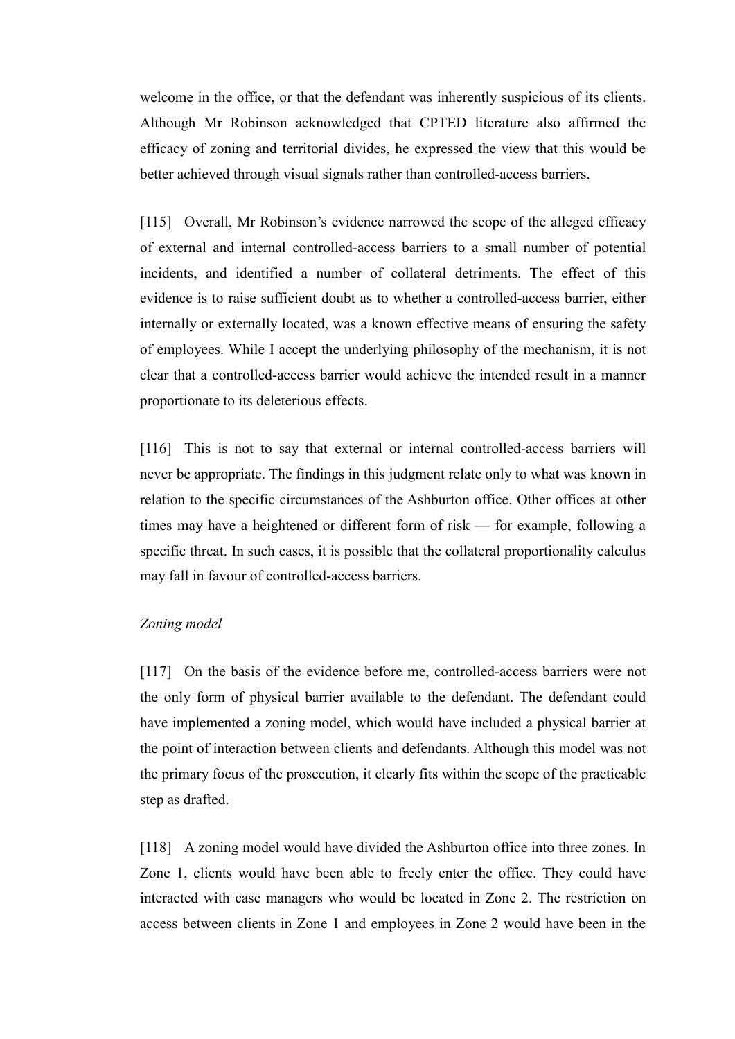welcome in the office, or that the defendant was inherently suspicious of its clients. Although Mr Robinson acknowledged that CPTED literature also affirmed the efficacy of zoning and territorial divides, he expressed the view that this would be better achieved through visual signals rather than controlled-access barriers.

[115] Overall, Mr Robinson's evidence narrowed the scope of the alleged efficacy of external and internal controlled-access barriers to a small number of potential incidents, and identified a number of collateral detriments. The effect of this evidence is to raise sufficient doubt as to whether a controlled-access barrier, either internally or externally located, was a known effective means of ensuring the safety of employees. While I accept the underlying philosophy of the mechanism, it is not clear that a controlled-access barrier would achieve the intended result in a manner proportionate to its deleterious effects.

[116] This is not to say that external or internal controlled-access barriers will never be appropriate. The findings in this judgment relate only to what was known in relation to the specific circumstances of the Ashburton office. Other offices at other times may have a heightened or different form of risk — for example, following a specific threat. In such cases, it is possible that the collateral proportionality calculus may fall in favour of controlled-access barriers.

*Zoning model*

[117] On the basis of the evidence before me, controlled-access barriers were not the only form of physical barrier available to the defendant. The defendant could have implemented a zoning model, which would have included a physical barrier at the point of interaction between clients and defendants. Although this model was not the primary focus of the prosecution, it clearly fits within the scope of the practicable step as drafted.

[118] A zoning model would have divided the Ashburton office into three zones. In Zone 1, clients would have been able to freely enter the office. They could have interacted with case managers who would be located in Zone 2. The restriction on access between clients in Zone 1 and employees in Zone 2 would have been in the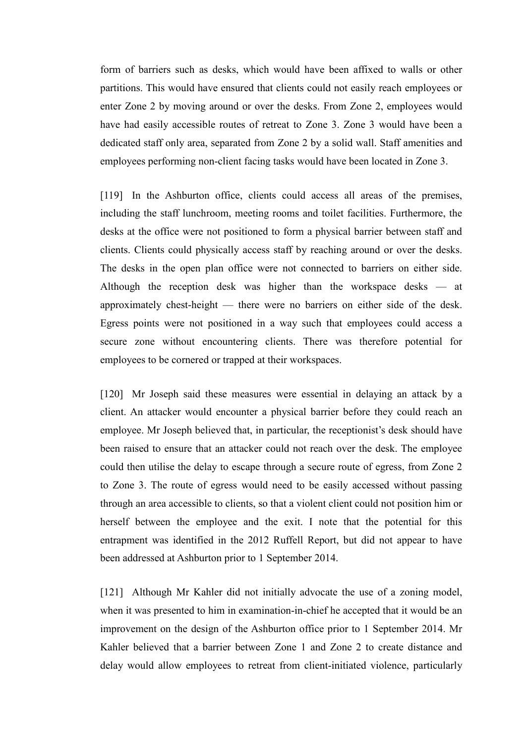form of barriers such as desks, which would have been affixed to walls or other partitions. This would have ensured that clients could not easily reach employees or enter Zone 2 by moving around or over the desks. From Zone 2, employees would have had easily accessible routes of retreat to Zone 3. Zone 3 would have been a dedicated staff only area, separated from Zone 2 by a solid wall. Staff amenities and employees performing non-client facing tasks would have been located in Zone 3.

[119] In the Ashburton office, clients could access all areas of the premises, including the staff lunchroom, meeting rooms and toilet facilities. Furthermore, the desks at the office were not positioned to form a physical barrier between staff and clients. Clients could physically access staff by reaching around or over the desks. The desks in the open plan office were not connected to barriers on either side. Although the reception desk was higher than the workspace desks — at approximately chest-height — there were no barriers on either side of the desk. Egress points were not positioned in a way such that employees could access a secure zone without encountering clients. There was therefore potential for employees to be cornered or trapped at their workspaces.

[120] Mr Joseph said these measures were essential in delaying an attack by a client. An attacker would encounter a physical barrier before they could reach an employee. Mr Joseph believed that, in particular, the receptionist's desk should have been raised to ensure that an attacker could not reach over the desk. The employee could then utilise the delay to escape through a secure route of egress, from Zone 2 to Zone 3. The route of egress would need to be easily accessed without passing through an area accessible to clients, so that a violent client could not position him or herself between the employee and the exit. I note that the potential for this entrapment was identified in the 2012 Ruffell Report, but did not appear to have been addressed at Ashburton prior to 1 September 2014.

[121] Although Mr Kahler did not initially advocate the use of a zoning model, when it was presented to him in examination-in-chief he accepted that it would be an improvement on the design of the Ashburton office prior to 1 September 2014. Mr Kahler believed that a barrier between Zone 1 and Zone 2 to create distance and delay would allow employees to retreat from client-initiated violence, particularly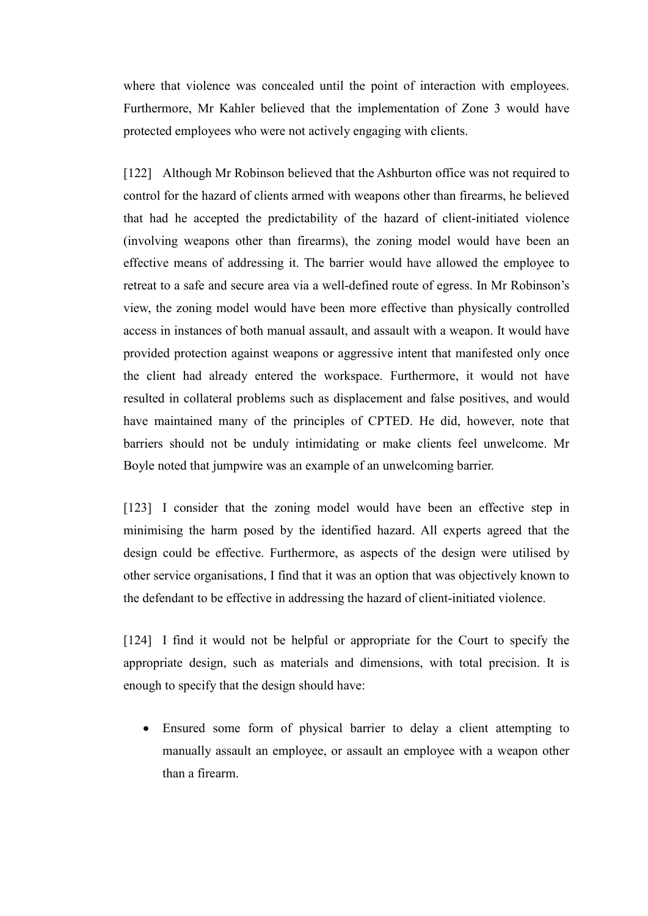where that violence was concealed until the point of interaction with employees. Furthermore, Mr Kahler believed that the implementation of Zone 3 would have protected employees who were not actively engaging with clients.

[122] Although Mr Robinson believed that the Ashburton office was not required to control for the hazard of clients armed with weapons other than firearms, he believed that had he accepted the predictability of the hazard of client-initiated violence (involving weapons other than firearms), the zoning model would have been an effective means of addressing it. The barrier would have allowed the employee to retreat to a safe and secure area via a well-defined route of egress. In Mr Robinson's view, the zoning model would have been more effective than physically controlled access in instances of both manual assault, and assault with a weapon. It would have provided protection against weapons or aggressive intent that manifested only once the client had already entered the workspace. Furthermore, it would not have resulted in collateral problems such as displacement and false positives, and would have maintained many of the principles of CPTED. He did, however, note that barriers should not be unduly intimidating or make clients feel unwelcome. Mr Boyle noted that jumpwire was an example of an unwelcoming barrier.

[123] I consider that the zoning model would have been an effective step in minimising the harm posed by the identified hazard. All experts agreed that the design could be effective. Furthermore, as aspects of the design were utilised by other service organisations, I find that it was an option that was objectively known to the defendant to be effective in addressing the hazard of client-initiated violence.

[124] I find it would not be helpful or appropriate for the Court to specify the appropriate design, such as materials and dimensions, with total precision. It is enough to specify that the design should have:

- Ensured some form of physical barrier to delay a client attempting to manually assault an employee, or assault an employee with a weapon other than a firearm.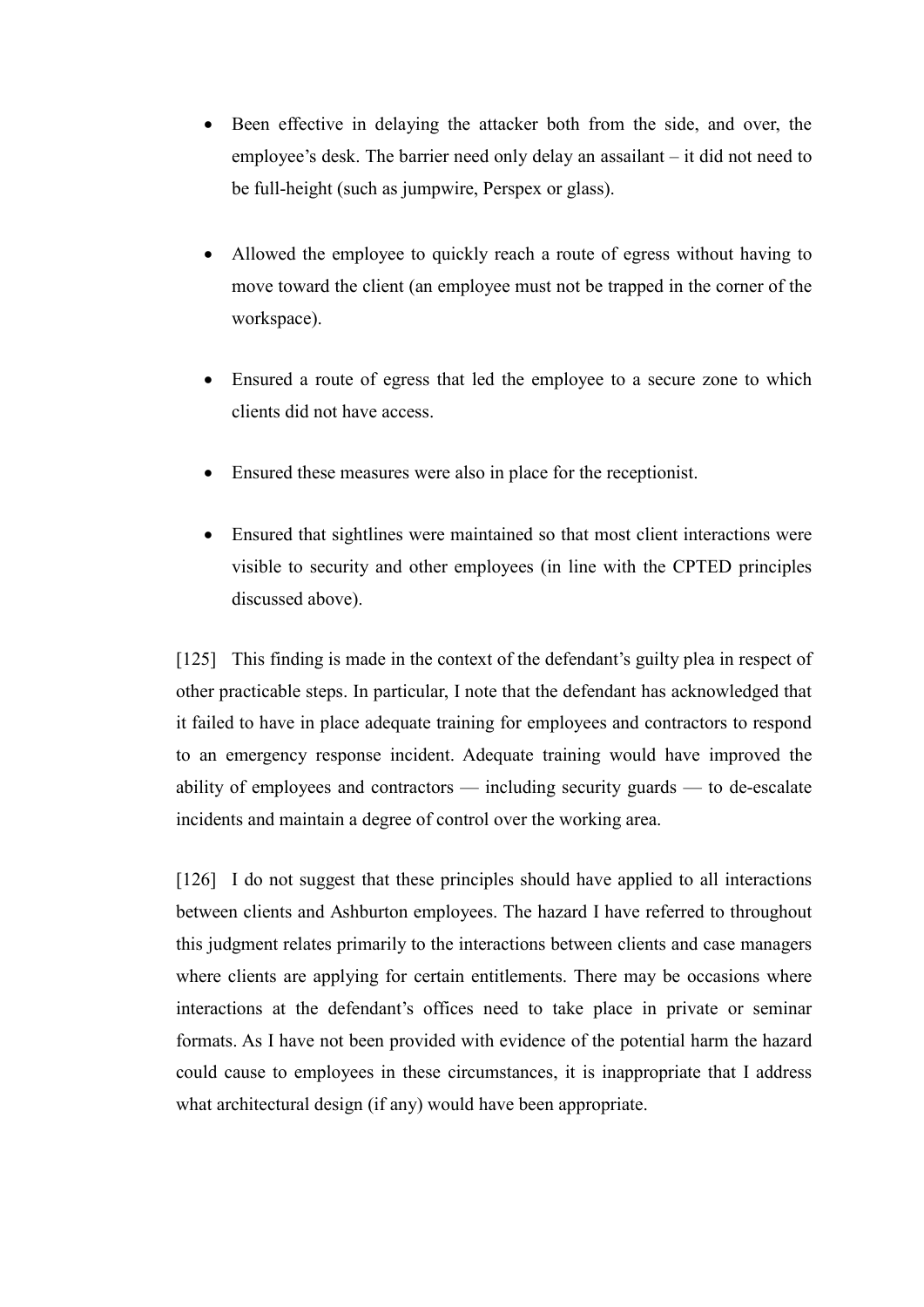- Been effective in delaying the attacker both from the side, and over, the employee's desk. The barrier need only delay an assailant – it did not need to be full-height (such as jumpwire, Perspex or glass).

- Allowed the employee to quickly reach a route of egress without having to move toward the client (an employee must not be trapped in the corner of the workspace).

- Ensured a route of egress that led the employee to a secure zone to which clients did not have access.

- Ensured these measures were also in place for the receptionist.

- Ensured that sightlines were maintained so that most client interactions were visible to security and other employees (in line with the CPTED principles discussed above).

[125] This finding is made in the context of the defendant's guilty plea in respect of other practicable steps. In particular, I note that the defendant has acknowledged that it failed to have in place adequate training for employees and contractors to respond to an emergency response incident. Adequate training would have improved the ability of employees and contractors — including security guards — to de-escalate incidents and maintain a degree of control over the working area.

[126] I do not suggest that these principles should have applied to all interactions between clients and Ashburton employees. The hazard I have referred to throughout this judgment relates primarily to the interactions between clients and case managers where clients are applying for certain entitlements. There may be occasions where interactions at the defendant's offices need to take place in private or seminar formats. As I have not been provided with evidence of the potential harm the hazard could cause to employees in these circumstances, it is inappropriate that I address what architectural design (if any) would have been appropriate.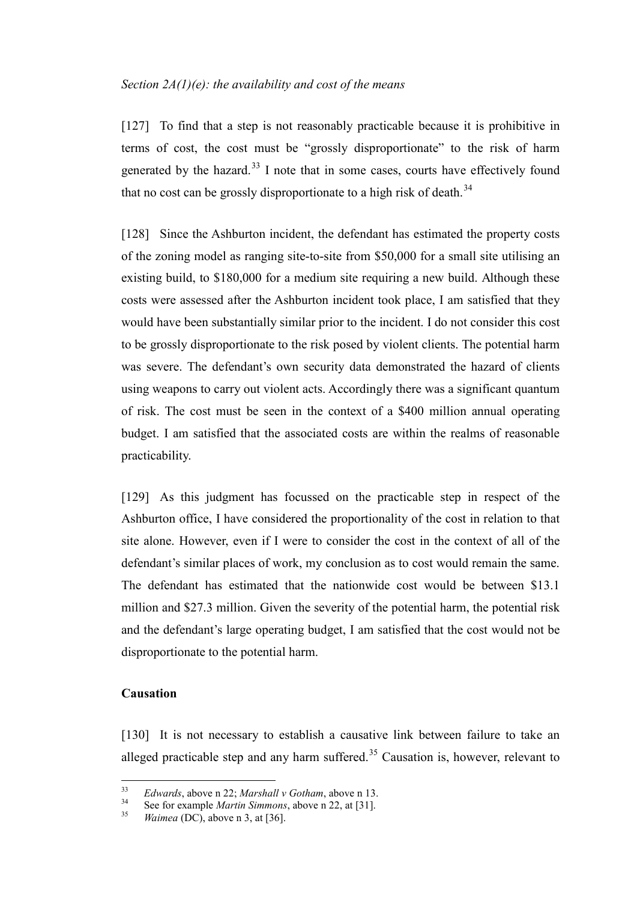*Section 2A(1)(e): the availability and cost of the means*

[127] To find that a step is not reasonably practicable because it is prohibitive in terms of cost, the cost must be "grossly disproportionate" to the risk of harm generated by the hazard.[33] I note that in some cases, courts have effectively found that no cost can be grossly disproportionate to a high risk of death.[34]

[128] Since the Ashburton incident, the defendant has estimated the property costs of the zoning model as ranging site-to-site from $50,000 for a small site utilising an existing build, to $180,000 for a medium site requiring a new build. Although these costs were assessed after the Ashburton incident took place, I am satisfied that they would have been substantially similar prior to the incident. I do not consider this cost to be grossly disproportionate to the risk posed by violent clients. The potential harm was severe. The defendant's own security data demonstrated the hazard of clients using weapons to carry out violent acts. Accordingly there was a significant quantum of risk. The cost must be seen in the context of a $400 million annual operating budget. I am satisfied that the associated costs are within the realms of reasonable practicability.

[129] As this judgment has focussed on the practicable step in respect of the Ashburton office, I have considered the proportionality of the cost in relation to that site alone. However, even if I were to consider the cost in the context of all of the defendant's similar places of work, my conclusion as to cost would remain the same. The defendant has estimated that the nationwide cost would be between $13.1 million and $27.3 million. Given the severity of the potential harm, the potential risk and the defendant's large operating budget, I am satisfied that the cost would not be disproportionate to the potential harm.

## Causation

[130] It is not necessary to establish a causative link between failure to take an alleged practicable step and any harm suffered.[35] Causation is, however, relevant to

---

[33] *Edwards*, above n 22; *Marshall v Gotham*, above n 13.

[34] See for example *Martin Simmons*, above n 22, at [31].

[35] *Waimea* (DC), above n 3, at [36].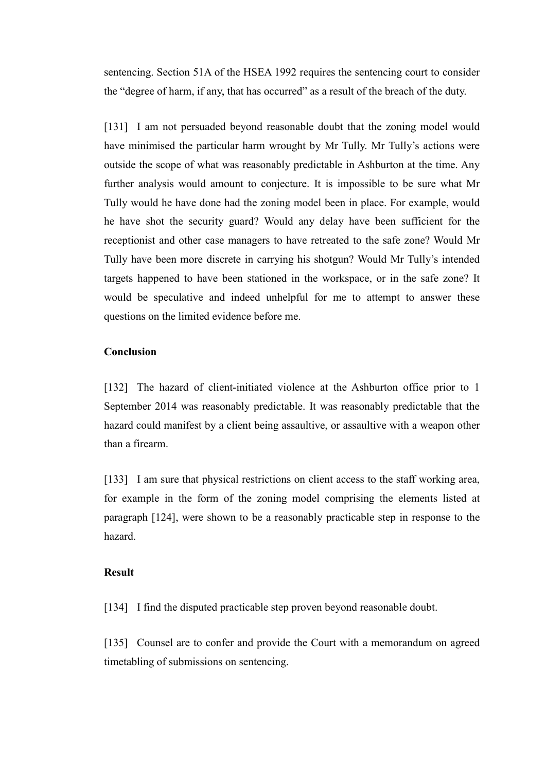sentencing. Section 51A of the HSEA 1992 requires the sentencing court to consider the "degree of harm, if any, that has occurred" as a result of the breach of the duty.

[131] I am not persuaded beyond reasonable doubt that the zoning model would have minimised the particular harm wrought by Mr Tully. Mr Tully's actions were outside the scope of what was reasonably predictable in Ashburton at the time. Any further analysis would amount to conjecture. It is impossible to be sure what Mr Tully would he have done had the zoning model been in place. For example, would he have shot the security guard? Would any delay have been sufficient for the receptionist and other case managers to have retreated to the safe zone? Would Mr Tully have been more discrete in carrying his shotgun? Would Mr Tully's intended targets happened to have been stationed in the workspace, or in the safe zone? It would be speculative and indeed unhelpful for me to attempt to answer these questions on the limited evidence before me.

**Conclusion**

[132] The hazard of client-initiated violence at the Ashburton office prior to 1 September 2014 was reasonably predictable. It was reasonably predictable that the hazard could manifest by a client being assaultive, or assaultive with a weapon other than a firearm.

[133] I am sure that physical restrictions on client access to the staff working area, for example in the form of the zoning model comprising the elements listed at paragraph [124], were shown to be a reasonably practicable step in response to the hazard.

**Result**

[134] I find the disputed practicable step proven beyond reasonable doubt.

[135] Counsel are to confer and provide the Court with a memorandum on agreed timetabling of submissions on sentencing.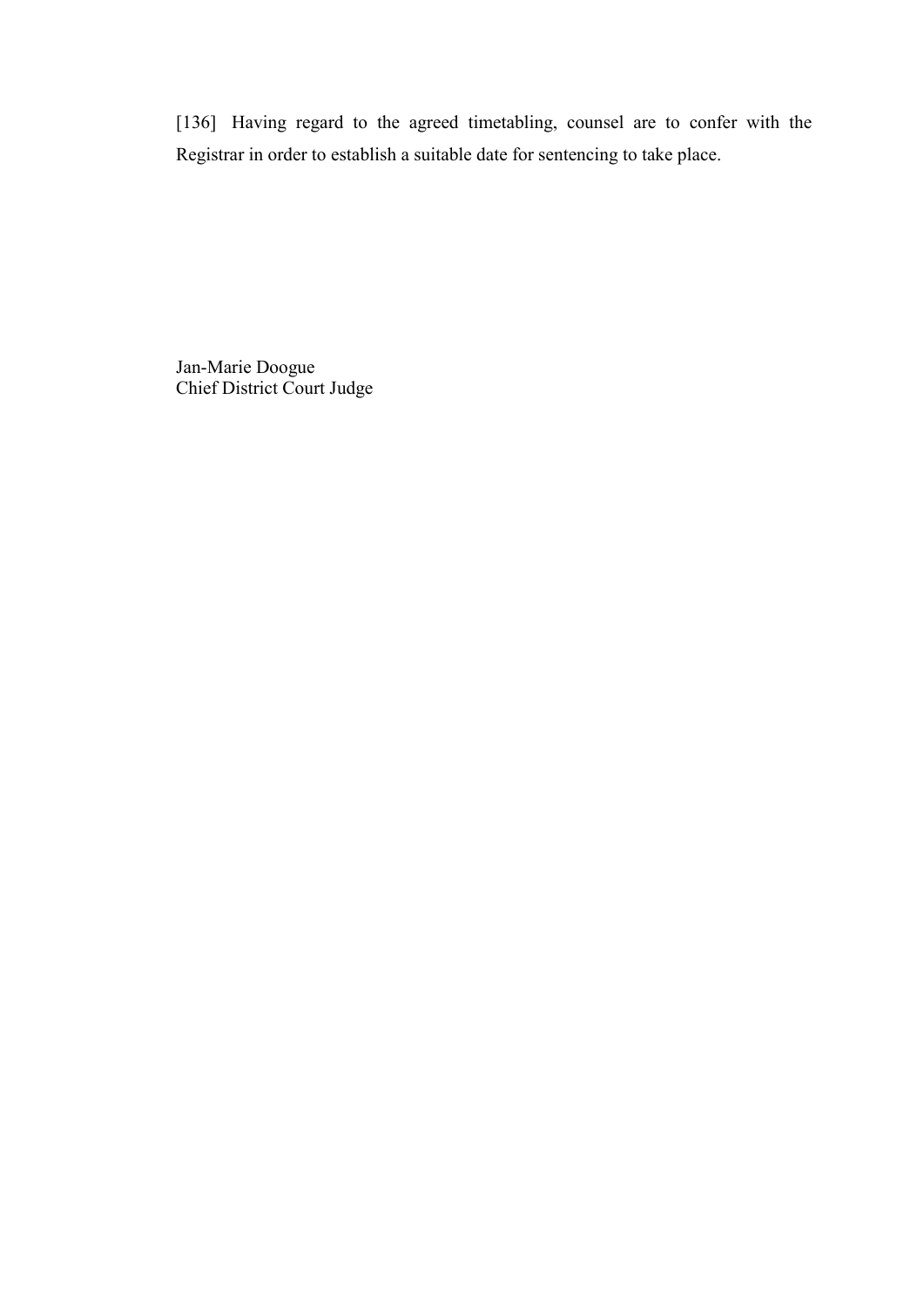[136] Having regard to the agreed timetabling, counsel are to confer with the Registrar in order to establish a suitable date for sentencing to take place.

Jan-Marie Doogue
Chief District Court Judge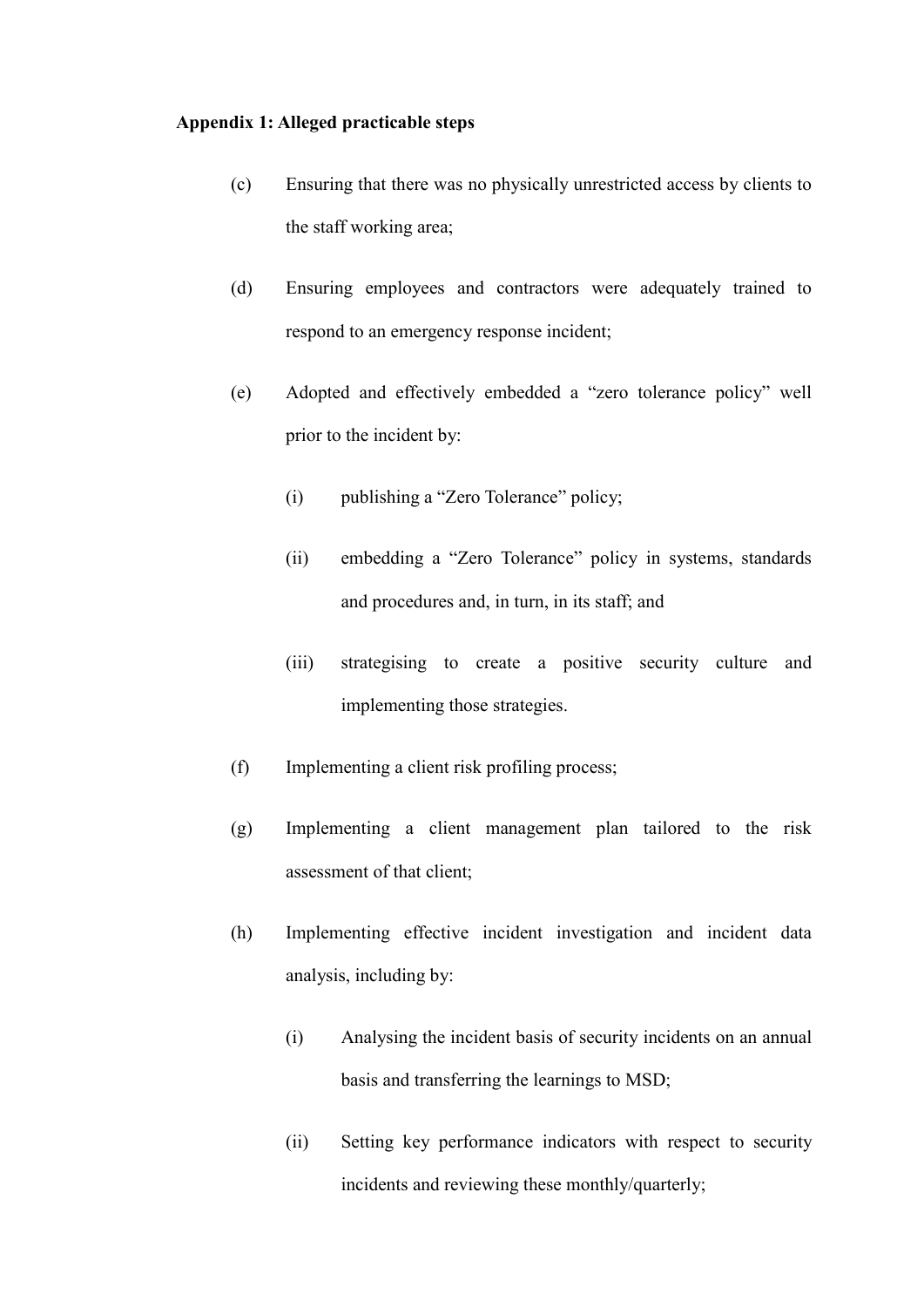**Appendix 1: Alleged practicable steps**

(c) Ensuring that there was no physically unrestricted access by clients to the staff working area;

(d) Ensuring employees and contractors were adequately trained to respond to an emergency response incident;

(e) Adopted and effectively embedded a "zero tolerance policy" well prior to the incident by:

  (i) publishing a "Zero Tolerance" policy;

  (ii) embedding a "Zero Tolerance" policy in systems, standards and procedures and, in turn, in its staff; and

  (iii) strategising to create a positive security culture and implementing those strategies.

(f) Implementing a client risk profiling process;

(g) Implementing a client management plan tailored to the risk assessment of that client;

(h) Implementing effective incident investigation and incident data analysis, including by:

  (i) Analysing the incident basis of security incidents on an annual basis and transferring the learnings to MSD;

  (ii) Setting key performance indicators with respect to security incidents and reviewing these monthly/quarterly;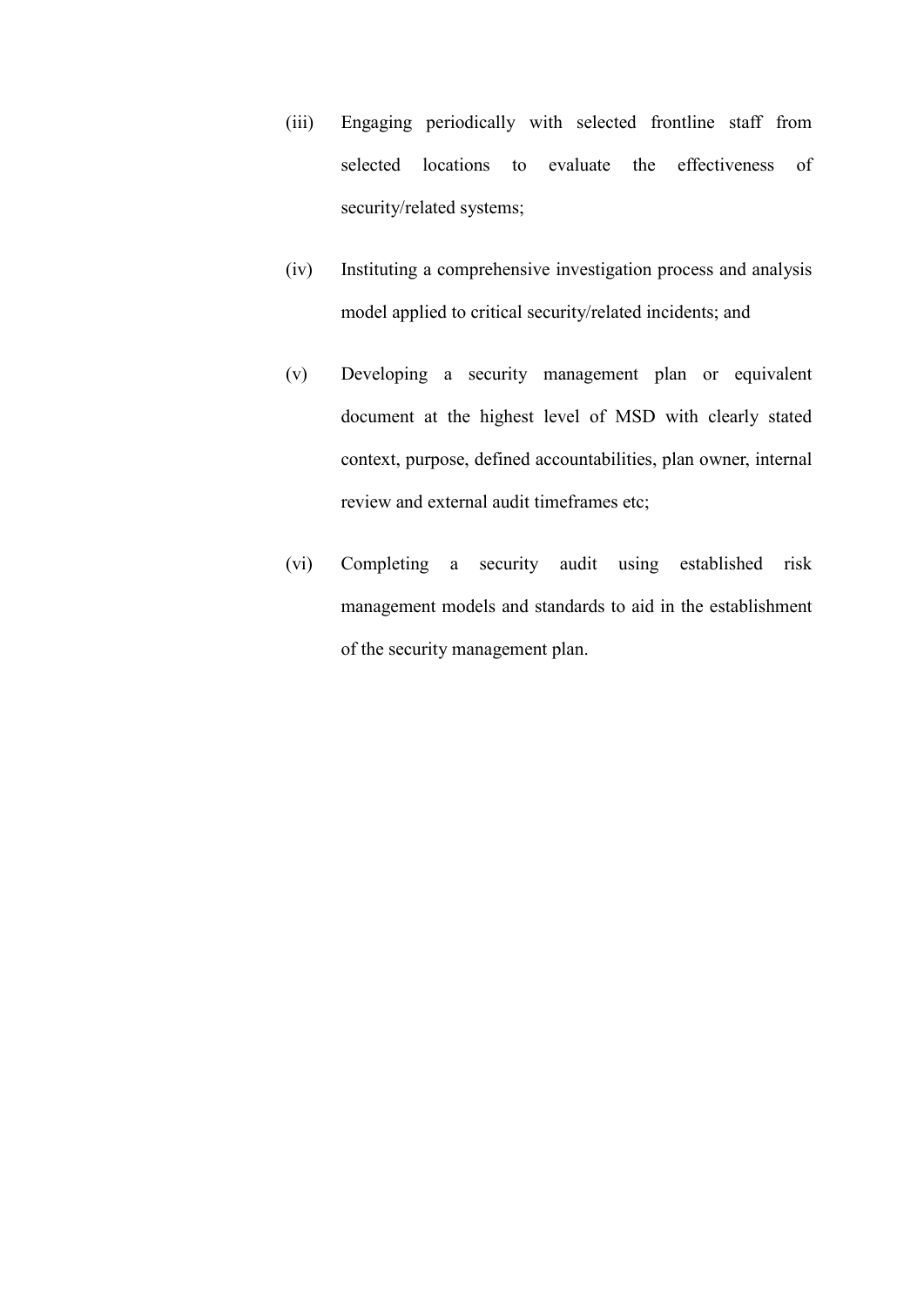(iii) Engaging periodically with selected frontline staff from selected locations to evaluate the effectiveness of security/related systems;

(iv) Instituting a comprehensive investigation process and analysis model applied to critical security/related incidents; and

(v) Developing a security management plan or equivalent document at the highest level of MSD with clearly stated context, purpose, defined accountabilities, plan owner, internal review and external audit timeframes etc;

(vi) Completing a security audit using established risk management models and standards to aid in the establishment of the security management plan.